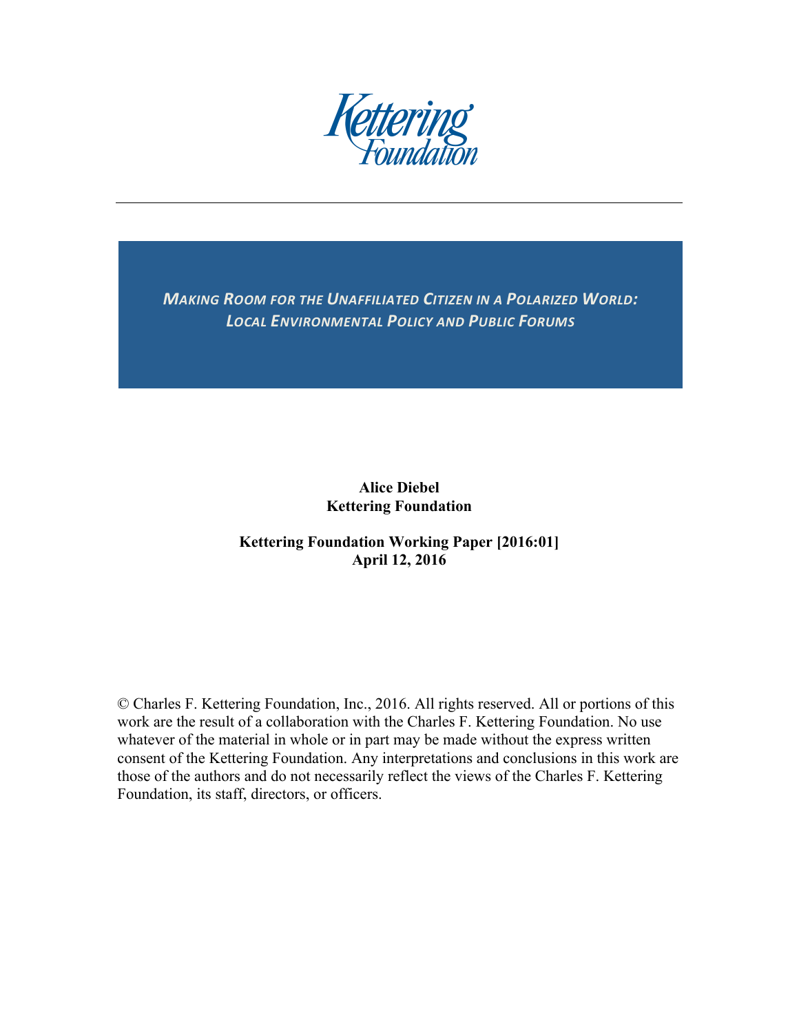Kettering Foundation

# MAKING ROOM FOR THE UNAFFILIATED CITIZEN IN A POLARIZED WORLD: LOCAL ENVIRONMENTAL POLICY AND PUBLIC FORUMS

**Alice Diebel**
**Kettering Foundation**

**Kettering Foundation Working Paper [2016:01]**
**April 12, 2016**

© Charles F. Kettering Foundation, Inc., 2016. All rights reserved. All or portions of this work are the result of a collaboration with the Charles F. Kettering Foundation. No use whatever of the material in whole or in part may be made without the express written consent of the Kettering Foundation. Any interpretations and conclusions in this work are those of the authors and do not necessarily reflect the views of the Charles F. Kettering Foundation, its staff, directors, or officers.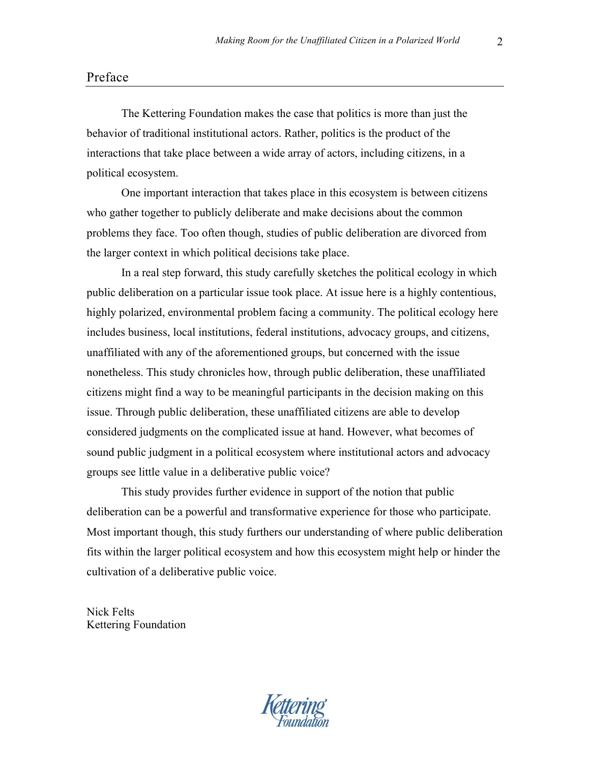## Preface

The Kettering Foundation makes the case that politics is more than just the behavior of traditional institutional actors. Rather, politics is the product of the interactions that take place between a wide array of actors, including citizens, in a political ecosystem.

One important interaction that takes place in this ecosystem is between citizens who gather together to publicly deliberate and make decisions about the common problems they face. Too often though, studies of public deliberation are divorced from the larger context in which political decisions take place.

In a real step forward, this study carefully sketches the political ecology in which public deliberation on a particular issue took place. At issue here is a highly contentious, highly polarized, environmental problem facing a community. The political ecology here includes business, local institutions, federal institutions, advocacy groups, and citizens, unaffiliated with any of the aforementioned groups, but concerned with the issue nonetheless. This study chronicles how, through public deliberation, these unaffiliated citizens might find a way to be meaningful participants in the decision making on this issue. Through public deliberation, these unaffiliated citizens are able to develop considered judgments on the complicated issue at hand. However, what becomes of sound public judgment in a political ecosystem where institutional actors and advocacy groups see little value in a deliberative public voice?

This study provides further evidence in support of the notion that public deliberation can be a powerful and transformative experience for those who participate. Most important though, this study furthers our understanding of where public deliberation fits within the larger political ecosystem and how this ecosystem might help or hinder the cultivation of a deliberative public voice.

Nick Felts
Kettering Foundation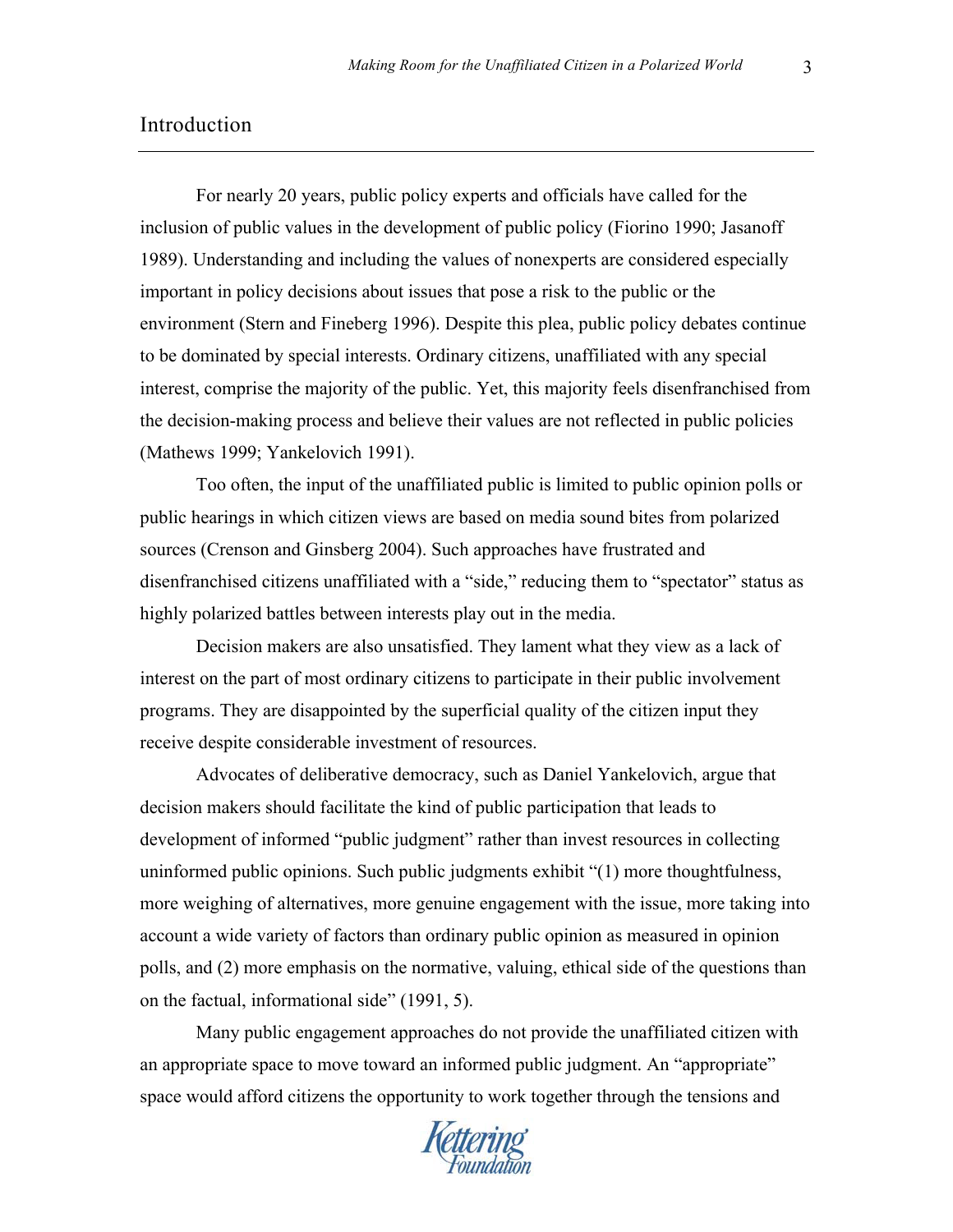## Introduction

For nearly 20 years, public policy experts and officials have called for the inclusion of public values in the development of public policy (Fiorino 1990; Jasanoff 1989). Understanding and including the values of nonexperts are considered especially important in policy decisions about issues that pose a risk to the public or the environment (Stern and Fineberg 1996). Despite this plea, public policy debates continue to be dominated by special interests. Ordinary citizens, unaffiliated with any special interest, comprise the majority of the public. Yet, this majority feels disenfranchised from the decision-making process and believe their values are not reflected in public policies (Mathews 1999; Yankelovich 1991).

Too often, the input of the unaffiliated public is limited to public opinion polls or public hearings in which citizen views are based on media sound bites from polarized sources (Crenson and Ginsberg 2004). Such approaches have frustrated and disenfranchised citizens unaffiliated with a "side," reducing them to "spectator" status as highly polarized battles between interests play out in the media.

Decision makers are also unsatisfied. They lament what they view as a lack of interest on the part of most ordinary citizens to participate in their public involvement programs. They are disappointed by the superficial quality of the citizen input they receive despite considerable investment of resources.

Advocates of deliberative democracy, such as Daniel Yankelovich, argue that decision makers should facilitate the kind of public participation that leads to development of informed "public judgment" rather than invest resources in collecting uninformed public opinions. Such public judgments exhibit "(1) more thoughtfulness, more weighing of alternatives, more genuine engagement with the issue, more taking into account a wide variety of factors than ordinary public opinion as measured in opinion polls, and (2) more emphasis on the normative, valuing, ethical side of the questions than on the factual, informational side" (1991, 5).

Many public engagement approaches do not provide the unaffiliated citizen with an appropriate space to move toward an informed public judgment. An "appropriate" space would afford citizens the opportunity to work together through the tensions and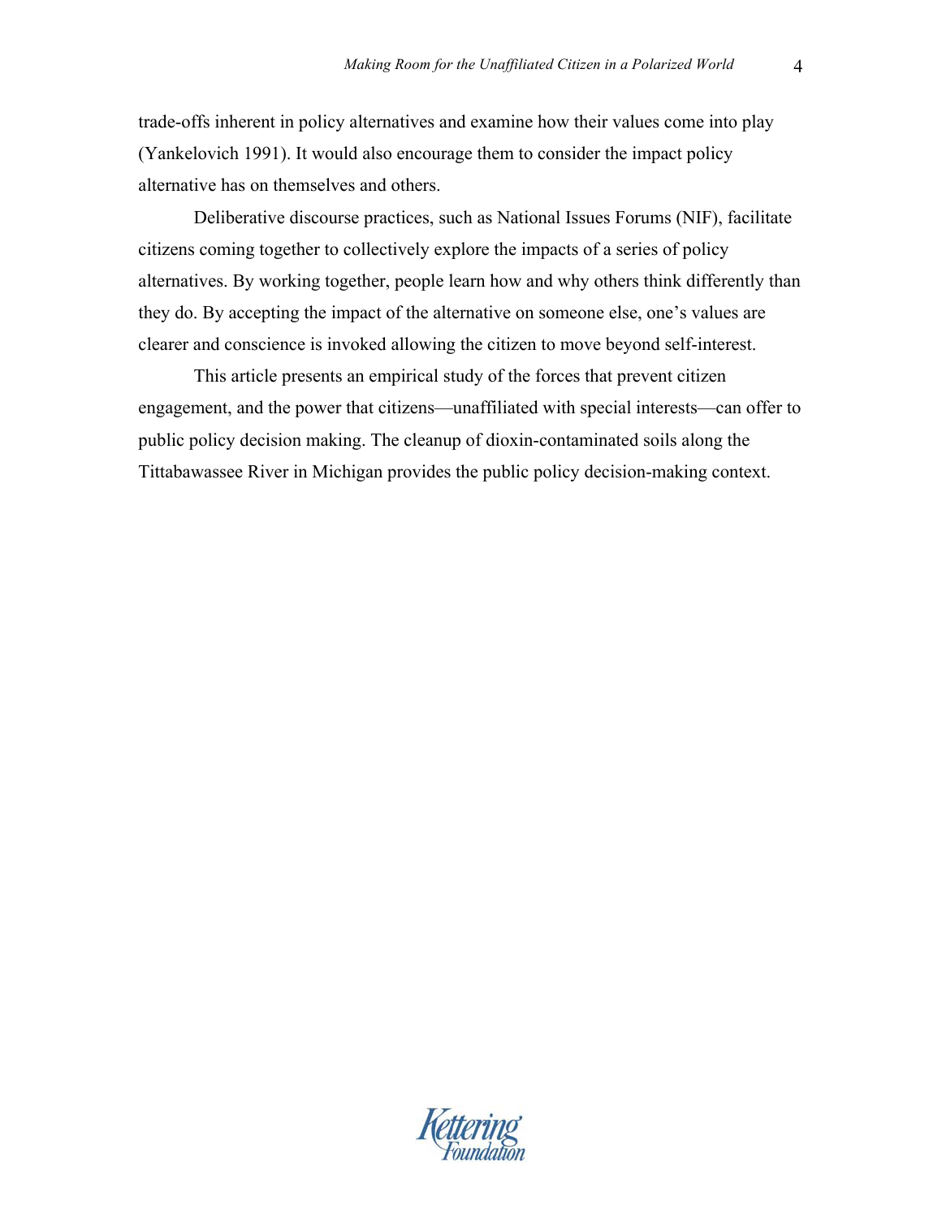trade-offs inherent in policy alternatives and examine how their values come into play (Yankelovich 1991). It would also encourage them to consider the impact policy alternative has on themselves and others.

Deliberative discourse practices, such as National Issues Forums (NIF), facilitate citizens coming together to collectively explore the impacts of a series of policy alternatives. By working together, people learn how and why others think differently than they do. By accepting the impact of the alternative on someone else, one's values are clearer and conscience is invoked allowing the citizen to move beyond self-interest.

This article presents an empirical study of the forces that prevent citizen engagement, and the power that citizens—unaffiliated with special interests—can offer to public policy decision making. The cleanup of dioxin-contaminated soils along the Tittabawassee River in Michigan provides the public policy decision-making context.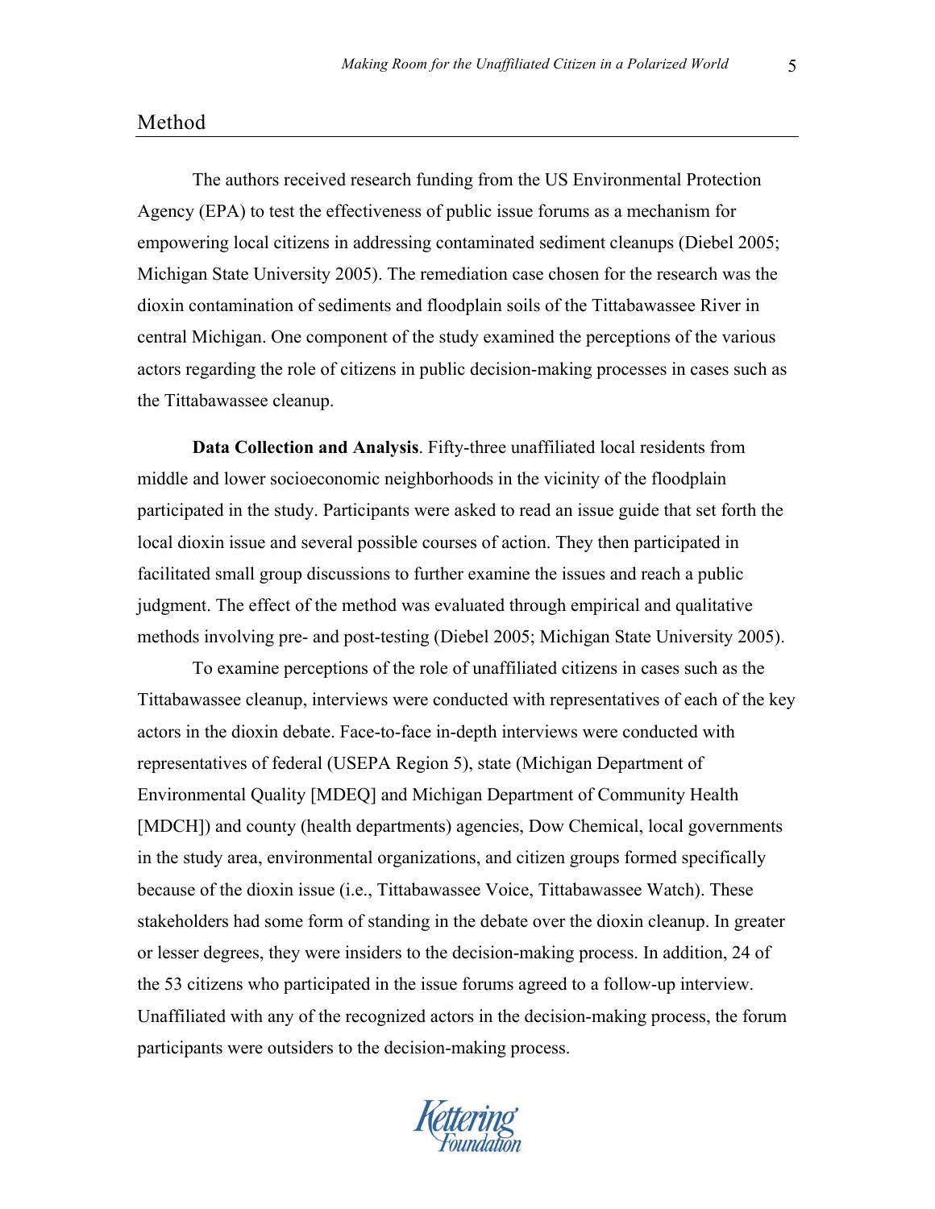## Method

The authors received research funding from the US Environmental Protection Agency (EPA) to test the effectiveness of public issue forums as a mechanism for empowering local citizens in addressing contaminated sediment cleanups (Diebel 2005; Michigan State University 2005). The remediation case chosen for the research was the dioxin contamination of sediments and floodplain soils of the Tittabawassee River in central Michigan. One component of the study examined the perceptions of the various actors regarding the role of citizens in public decision-making processes in cases such as the Tittabawassee cleanup.

**Data Collection and Analysis**. Fifty-three unaffiliated local residents from middle and lower socioeconomic neighborhoods in the vicinity of the floodplain participated in the study. Participants were asked to read an issue guide that set forth the local dioxin issue and several possible courses of action. They then participated in facilitated small group discussions to further examine the issues and reach a public judgment. The effect of the method was evaluated through empirical and qualitative methods involving pre- and post-testing (Diebel 2005; Michigan State University 2005).

To examine perceptions of the role of unaffiliated citizens in cases such as the Tittabawassee cleanup, interviews were conducted with representatives of each of the key actors in the dioxin debate. Face-to-face in-depth interviews were conducted with representatives of federal (USEPA Region 5), state (Michigan Department of Environmental Quality [MDEQ] and Michigan Department of Community Health [MDCH]) and county (health departments) agencies, Dow Chemical, local governments in the study area, environmental organizations, and citizen groups formed specifically because of the dioxin issue (i.e., Tittabawassee Voice, Tittabawassee Watch). These stakeholders had some form of standing in the debate over the dioxin cleanup. In greater or lesser degrees, they were insiders to the decision-making process. In addition, 24 of the 53 citizens who participated in the issue forums agreed to a follow-up interview. Unaffiliated with any of the recognized actors in the decision-making process, the forum participants were outsiders to the decision-making process.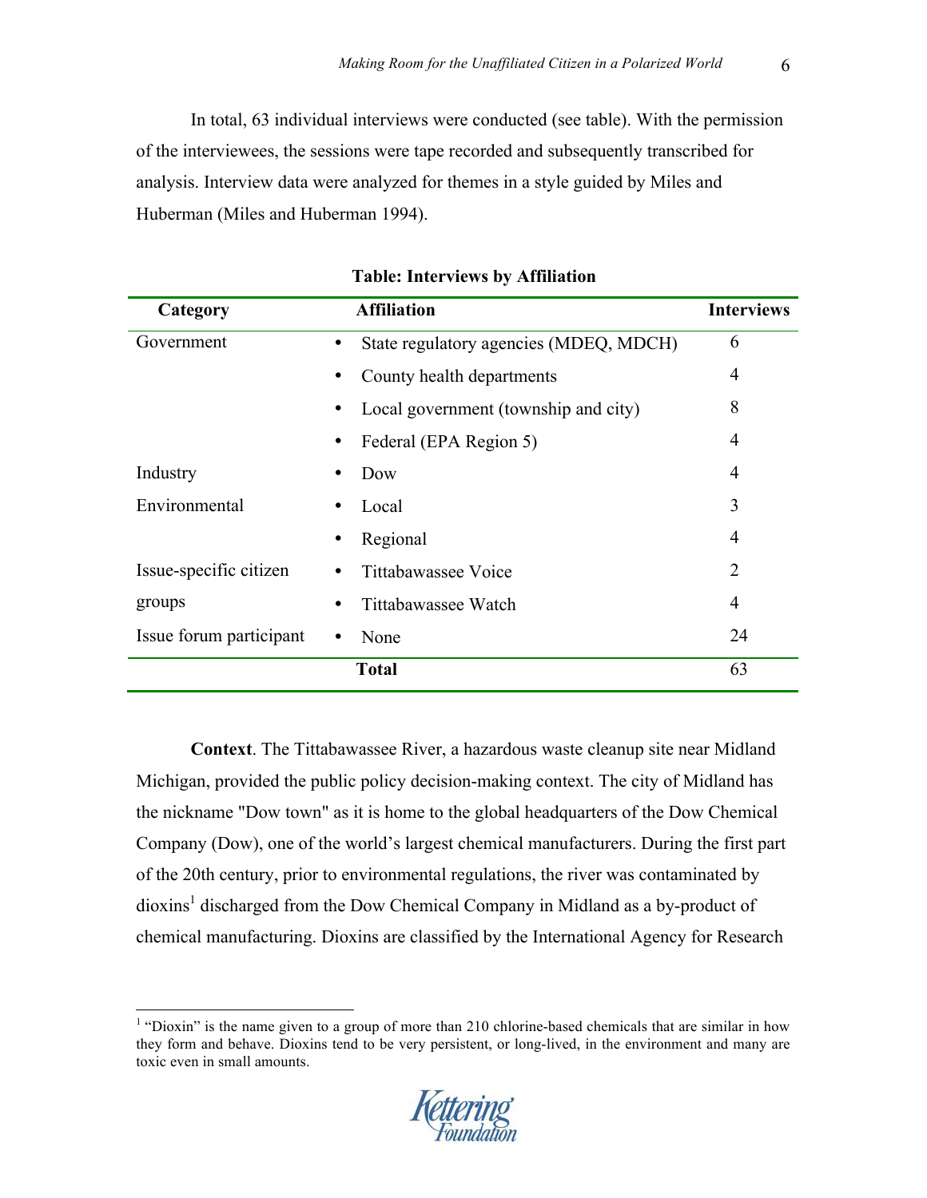In total, 63 individual interviews were conducted (see table). With the permission of the interviewees, the sessions were tape recorded and subsequently transcribed for analysis. Interview data were analyzed for themes in a style guided by Miles and Huberman (Miles and Huberman 1994).

**Table: Interviews by Affiliation**

| Category | Affiliation | Interviews |
|---|---|---|
| Government | • State regulatory agencies (MDEQ, MDCH) | 6 |
| | • County health departments | 4 |
| | • Local government (township and city) | 8 |
| | • Federal (EPA Region 5) | 4 |
| Industry | • Dow | 4 |
| Environmental | • Local | 3 |
| | • Regional | 4 |
| Issue-specific citizen groups | • Tittabawassee Voice | 2 |
| | • Tittabawassee Watch | 4 |
| Issue forum participant | • None | 24 |
| | **Total** | 63 |

**Context**. The Tittabawassee River, a hazardous waste cleanup site near Midland Michigan, provided the public policy decision-making context. The city of Midland has the nickname "Dow town" as it is home to the global headquarters of the Dow Chemical Company (Dow), one of the world's largest chemical manufacturers. During the first part of the 20th century, prior to environmental regulations, the river was contaminated by dioxins[1] discharged from the Dow Chemical Company in Midland as a by-product of chemical manufacturing. Dioxins are classified by the International Agency for Research

[1] "Dioxin" is the name given to a group of more than 210 chlorine-based chemicals that are similar in how they form and behave. Dioxins tend to be very persistent, or long-lived, in the environment and many are toxic even in small amounts.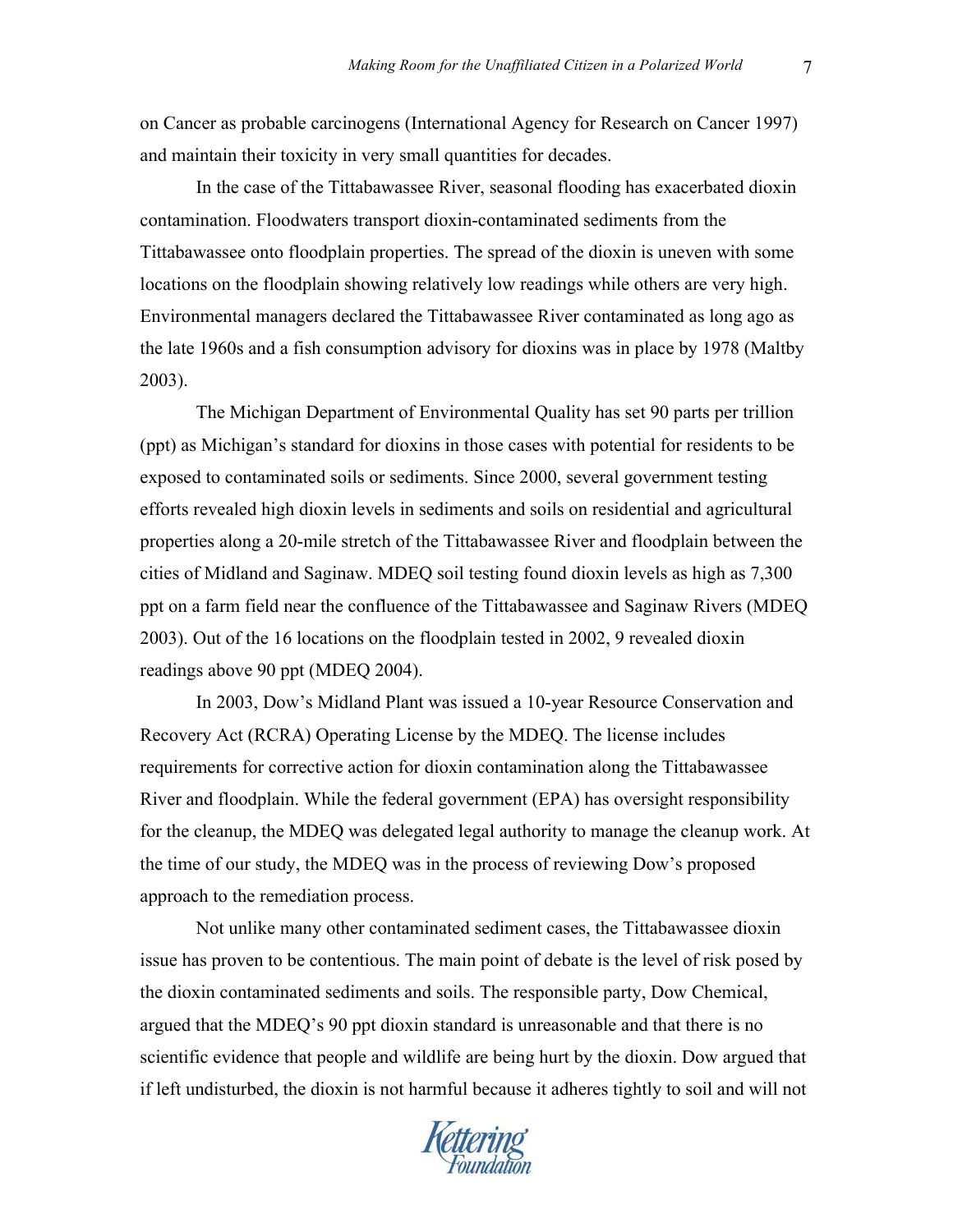on Cancer as probable carcinogens (International Agency for Research on Cancer 1997) and maintain their toxicity in very small quantities for decades.

In the case of the Tittabawassee River, seasonal flooding has exacerbated dioxin contamination. Floodwaters transport dioxin-contaminated sediments from the Tittabawassee onto floodplain properties. The spread of the dioxin is uneven with some locations on the floodplain showing relatively low readings while others are very high. Environmental managers declared the Tittabawassee River contaminated as long ago as the late 1960s and a fish consumption advisory for dioxins was in place by 1978 (Maltby 2003).

The Michigan Department of Environmental Quality has set 90 parts per trillion (ppt) as Michigan's standard for dioxins in those cases with potential for residents to be exposed to contaminated soils or sediments. Since 2000, several government testing efforts revealed high dioxin levels in sediments and soils on residential and agricultural properties along a 20-mile stretch of the Tittabawassee River and floodplain between the cities of Midland and Saginaw. MDEQ soil testing found dioxin levels as high as 7,300 ppt on a farm field near the confluence of the Tittabawassee and Saginaw Rivers (MDEQ 2003). Out of the 16 locations on the floodplain tested in 2002, 9 revealed dioxin readings above 90 ppt (MDEQ 2004).

In 2003, Dow's Midland Plant was issued a 10-year Resource Conservation and Recovery Act (RCRA) Operating License by the MDEQ. The license includes requirements for corrective action for dioxin contamination along the Tittabawassee River and floodplain. While the federal government (EPA) has oversight responsibility for the cleanup, the MDEQ was delegated legal authority to manage the cleanup work. At the time of our study, the MDEQ was in the process of reviewing Dow's proposed approach to the remediation process.

Not unlike many other contaminated sediment cases, the Tittabawassee dioxin issue has proven to be contentious. The main point of debate is the level of risk posed by the dioxin contaminated sediments and soils. The responsible party, Dow Chemical, argued that the MDEQ's 90 ppt dioxin standard is unreasonable and that there is no scientific evidence that people and wildlife are being hurt by the dioxin. Dow argued that if left undisturbed, the dioxin is not harmful because it adheres tightly to soil and will not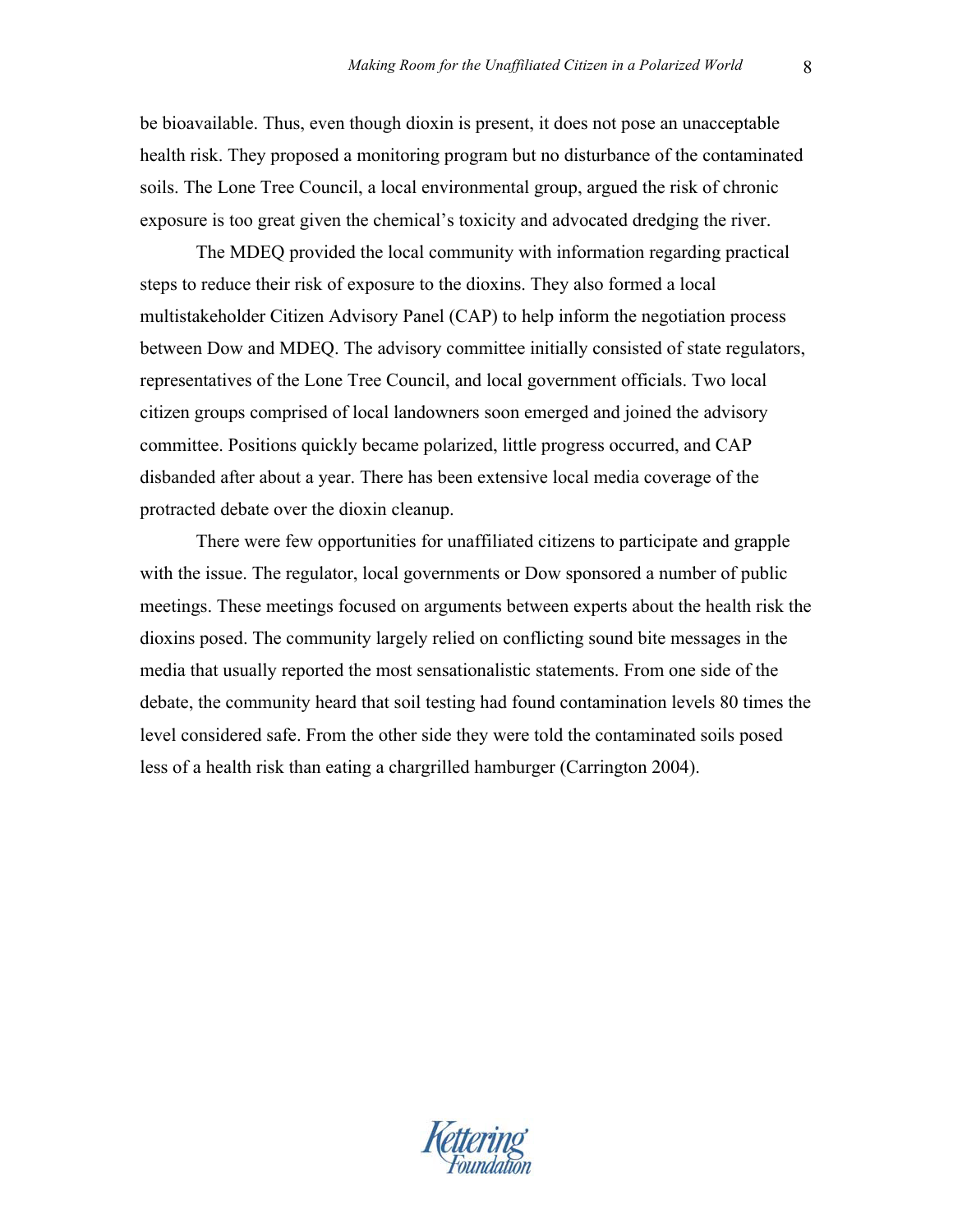be bioavailable. Thus, even though dioxin is present, it does not pose an unacceptable health risk. They proposed a monitoring program but no disturbance of the contaminated soils. The Lone Tree Council, a local environmental group, argued the risk of chronic exposure is too great given the chemical's toxicity and advocated dredging the river.

The MDEQ provided the local community with information regarding practical steps to reduce their risk of exposure to the dioxins. They also formed a local multistakeholder Citizen Advisory Panel (CAP) to help inform the negotiation process between Dow and MDEQ. The advisory committee initially consisted of state regulators, representatives of the Lone Tree Council, and local government officials. Two local citizen groups comprised of local landowners soon emerged and joined the advisory committee. Positions quickly became polarized, little progress occurred, and CAP disbanded after about a year. There has been extensive local media coverage of the protracted debate over the dioxin cleanup.

There were few opportunities for unaffiliated citizens to participate and grapple with the issue. The regulator, local governments or Dow sponsored a number of public meetings. These meetings focused on arguments between experts about the health risk the dioxins posed. The community largely relied on conflicting sound bite messages in the media that usually reported the most sensationalistic statements. From one side of the debate, the community heard that soil testing had found contamination levels 80 times the level considered safe. From the other side they were told the contaminated soils posed less of a health risk than eating a chargrilled hamburger (Carrington 2004).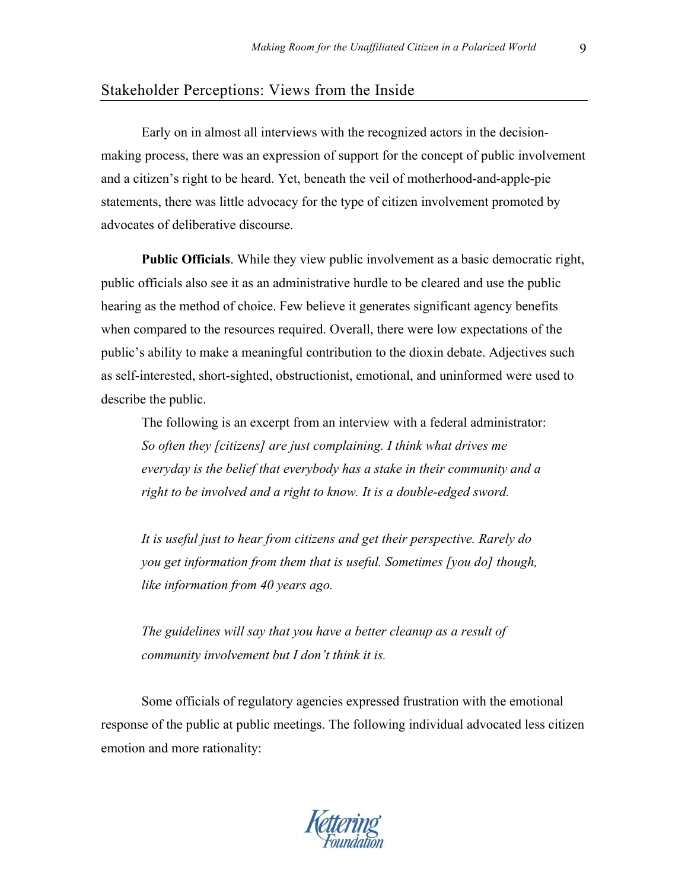## Stakeholder Perceptions: Views from the Inside

Early on in almost all interviews with the recognized actors in the decision-making process, there was an expression of support for the concept of public involvement and a citizen's right to be heard. Yet, beneath the veil of motherhood-and-apple-pie statements, there was little advocacy for the type of citizen involvement promoted by advocates of deliberative discourse.

**Public Officials**. While they view public involvement as a basic democratic right, public officials also see it as an administrative hurdle to be cleared and use the public hearing as the method of choice. Few believe it generates significant agency benefits when compared to the resources required. Overall, there were low expectations of the public's ability to make a meaningful contribution to the dioxin debate. Adjectives such as self-interested, short-sighted, obstructionist, emotional, and uninformed were used to describe the public.

> The following is an excerpt from an interview with a federal administrator:
> *So often they [citizens] are just complaining. I think what drives me everyday is the belief that everybody has a stake in their community and a right to be involved and a right to know. It is a double-edged sword.*
>
> *It is useful just to hear from citizens and get their perspective. Rarely do you get information from them that is useful. Sometimes [you do] though, like information from 40 years ago.*
>
> *The guidelines will say that you have a better cleanup as a result of community involvement but I don't think it is.*

Some officials of regulatory agencies expressed frustration with the emotional response of the public at public meetings. The following individual advocated less citizen emotion and more rationality: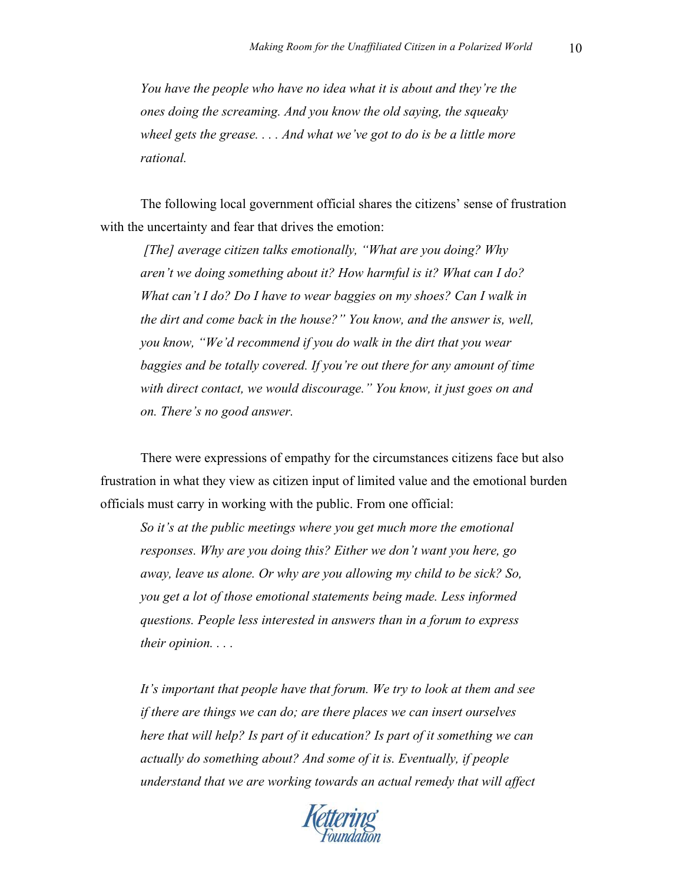> *You have the people who have no idea what it is about and they're the ones doing the screaming. And you know the old saying, the squeaky wheel gets the grease. . . . And what we've got to do is be a little more rational.*

The following local government official shares the citizens' sense of frustration with the uncertainty and fear that drives the emotion:

> *[The] average citizen talks emotionally, "What are you doing? Why aren't we doing something about it? How harmful is it? What can I do? What can't I do? Do I have to wear baggies on my shoes? Can I walk in the dirt and come back in the house?" You know, and the answer is, well, you know, "We'd recommend if you do walk in the dirt that you wear baggies and be totally covered. If you're out there for any amount of time with direct contact, we would discourage." You know, it just goes on and on. There's no good answer.*

There were expressions of empathy for the circumstances citizens face but also frustration in what they view as citizen input of limited value and the emotional burden officials must carry in working with the public. From one official:

> *So it's at the public meetings where you get much more the emotional responses. Why are you doing this? Either we don't want you here, go away, leave us alone. Or why are you allowing my child to be sick? So, you get a lot of those emotional statements being made. Less informed questions. People less interested in answers than in a forum to express their opinion. . . .*
>
> *It's important that people have that forum. We try to look at them and see if there are things we can do; are there places we can insert ourselves here that will help? Is part of it education? Is part of it something we can actually do something about? And some of it is. Eventually, if people understand that we are working towards an actual remedy that will affect*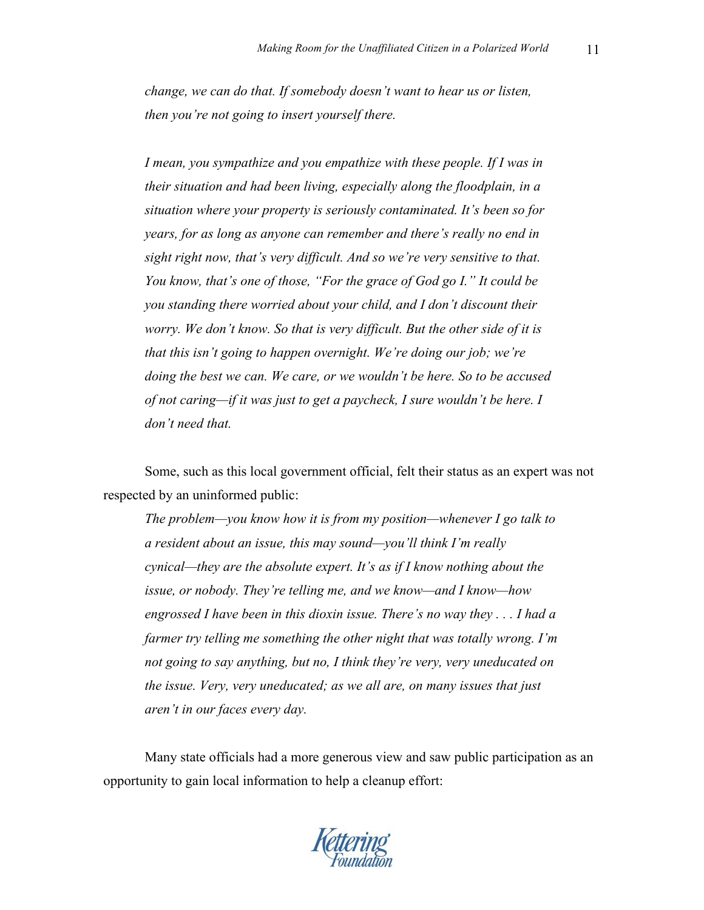*change, we can do that. If somebody doesn't want to hear us or listen, then you're not going to insert yourself there.*

*I mean, you sympathize and you empathize with these people. If I was in their situation and had been living, especially along the floodplain, in a situation where your property is seriously contaminated. It's been so for years, for as long as anyone can remember and there's really no end in sight right now, that's very difficult. And so we're very sensitive to that. You know, that's one of those, "For the grace of God go I." It could be you standing there worried about your child, and I don't discount their worry. We don't know. So that is very difficult. But the other side of it is that this isn't going to happen overnight. We're doing our job; we're doing the best we can. We care, or we wouldn't be here. So to be accused of not caring—if it was just to get a paycheck, I sure wouldn't be here. I don't need that.*

Some, such as this local government official, felt their status as an expert was not respected by an uninformed public:

*The problem—you know how it is from my position—whenever I go talk to a resident about an issue, this may sound—you'll think I'm really cynical—they are the absolute expert. It's as if I know nothing about the issue, or nobody. They're telling me, and we know—and I know—how engrossed I have been in this dioxin issue. There's no way they . . . I had a farmer try telling me something the other night that was totally wrong. I'm not going to say anything, but no, I think they're very, very uneducated on the issue. Very, very uneducated; as we all are, on many issues that just aren't in our faces every day.*

Many state officials had a more generous view and saw public participation as an opportunity to gain local information to help a cleanup effort: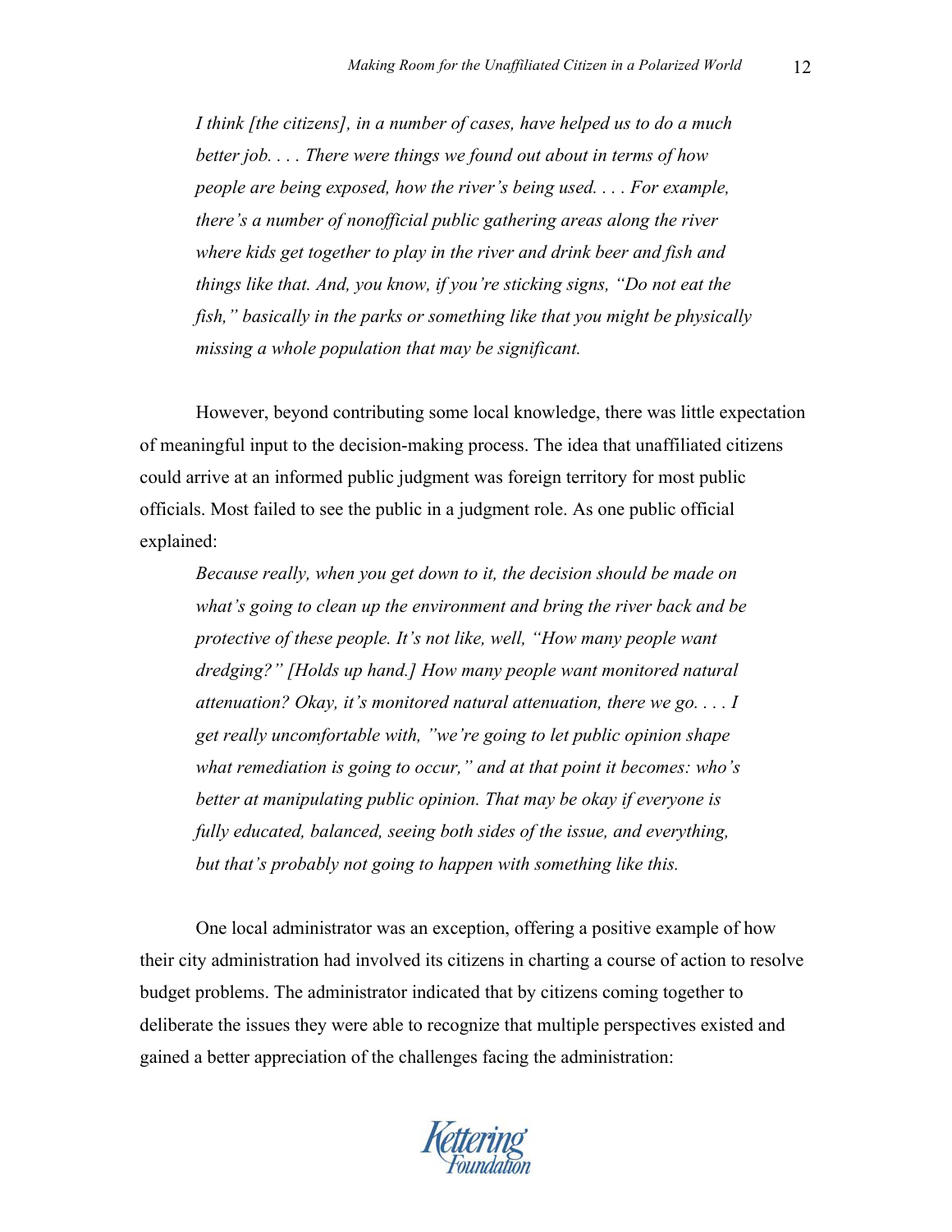*I think [the citizens], in a number of cases, have helped us to do a much better job. . . . There were things we found out about in terms of how people are being exposed, how the river's being used. . . . For example, there's a number of nonofficial public gathering areas along the river where kids get together to play in the river and drink beer and fish and things like that. And, you know, if you're sticking signs, "Do not eat the fish," basically in the parks or something like that you might be physically missing a whole population that may be significant.*

However, beyond contributing some local knowledge, there was little expectation of meaningful input to the decision-making process. The idea that unaffiliated citizens could arrive at an informed public judgment was foreign territory for most public officials. Most failed to see the public in a judgment role. As one public official explained:

*Because really, when you get down to it, the decision should be made on what's going to clean up the environment and bring the river back and be protective of these people. It's not like, well, "How many people want dredging?" [Holds up hand.] How many people want monitored natural attenuation? Okay, it's monitored natural attenuation, there we go. . . . I get really uncomfortable with, "we're going to let public opinion shape what remediation is going to occur," and at that point it becomes: who's better at manipulating public opinion. That may be okay if everyone is fully educated, balanced, seeing both sides of the issue, and everything, but that's probably not going to happen with something like this.*

One local administrator was an exception, offering a positive example of how their city administration had involved its citizens in charting a course of action to resolve budget problems. The administrator indicated that by citizens coming together to deliberate the issues they were able to recognize that multiple perspectives existed and gained a better appreciation of the challenges facing the administration: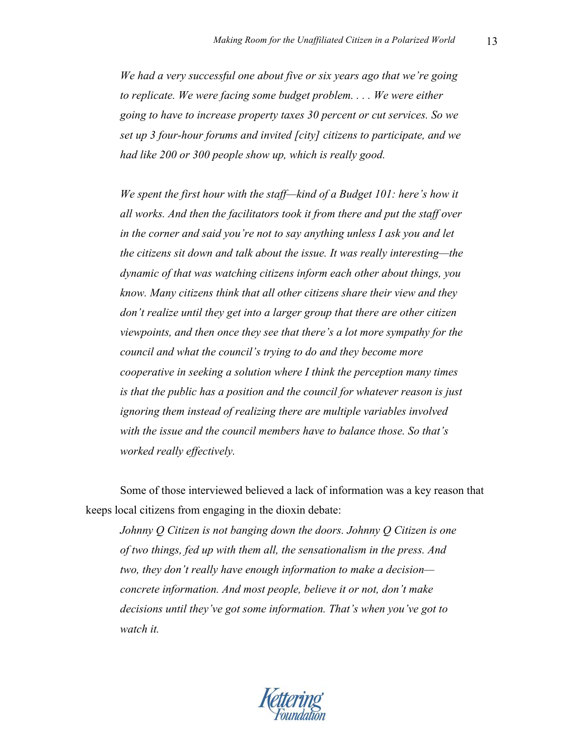> *We had a very successful one about five or six years ago that we're going to replicate. We were facing some budget problem. . . . We were either going to have to increase property taxes 30 percent or cut services. So we set up 3 four-hour forums and invited [city] citizens to participate, and we had like 200 or 300 people show up, which is really good.*
>
> *We spent the first hour with the staff—kind of a Budget 101: here's how it all works. And then the facilitators took it from there and put the staff over in the corner and said you're not to say anything unless I ask you and let the citizens sit down and talk about the issue. It was really interesting—the dynamic of that was watching citizens inform each other about things, you know. Many citizens think that all other citizens share their view and they don't realize until they get into a larger group that there are other citizen viewpoints, and then once they see that there's a lot more sympathy for the council and what the council's trying to do and they become more cooperative in seeking a solution where I think the perception many times is that the public has a position and the council for whatever reason is just ignoring them instead of realizing there are multiple variables involved with the issue and the council members have to balance those. So that's worked really effectively.*

Some of those interviewed believed a lack of information was a key reason that keeps local citizens from engaging in the dioxin debate:

> *Johnny Q Citizen is not banging down the doors. Johnny Q Citizen is one of two things, fed up with them all, the sensationalism in the press. And two, they don't really have enough information to make a decision—concrete information. And most people, believe it or not, don't make decisions until they've got some information. That's when you've got to watch it.*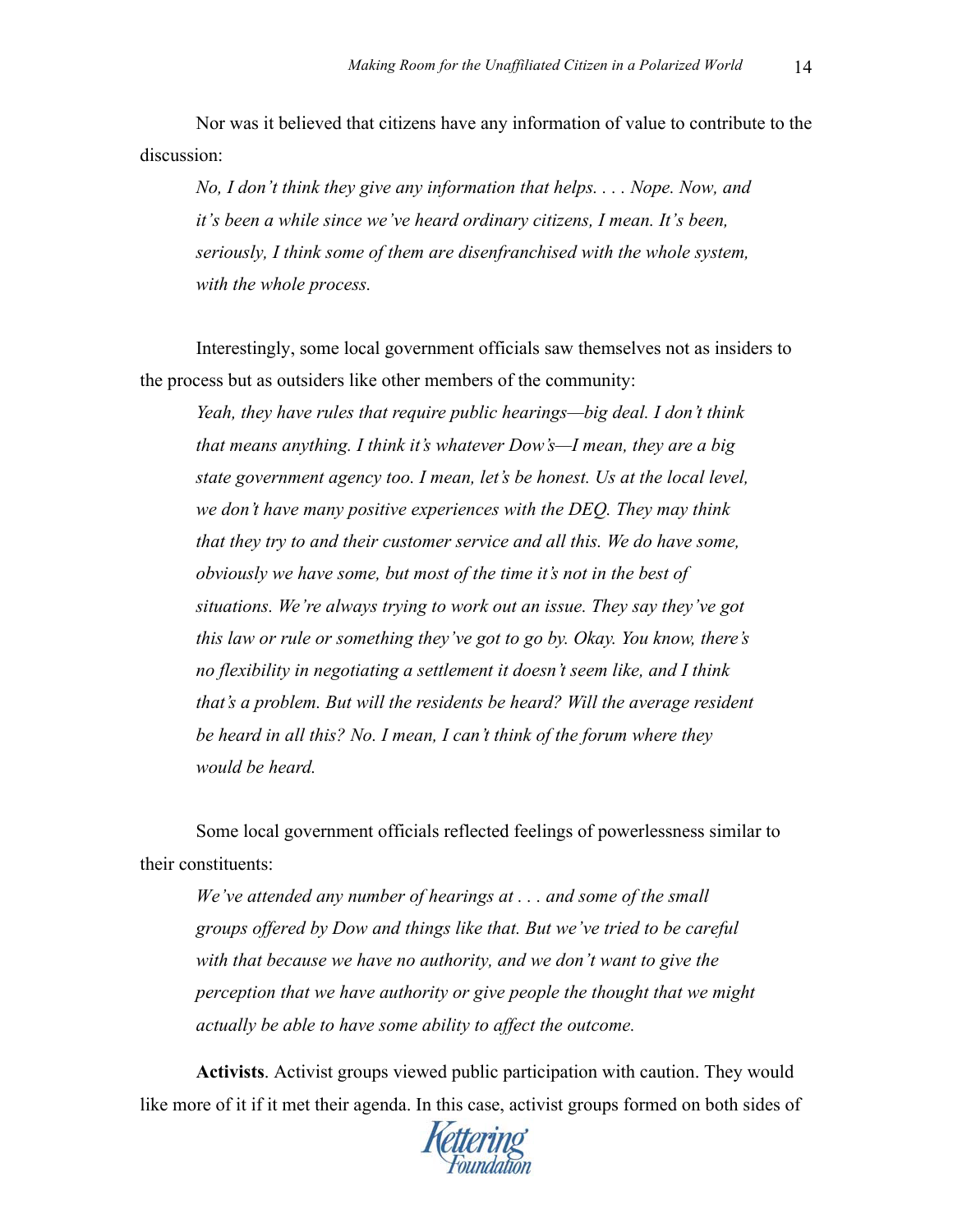Nor was it believed that citizens have any information of value to contribute to the discussion:

> *No, I don't think they give any information that helps. . . . Nope. Now, and it's been a while since we've heard ordinary citizens, I mean. It's been, seriously, I think some of them are disenfranchised with the whole system, with the whole process.*

Interestingly, some local government officials saw themselves not as insiders to the process but as outsiders like other members of the community:

> *Yeah, they have rules that require public hearings—big deal. I don't think that means anything. I think it's whatever Dow's—I mean, they are a big state government agency too. I mean, let's be honest. Us at the local level, we don't have many positive experiences with the DEQ. They may think that they try to and their customer service and all this. We do have some, obviously we have some, but most of the time it's not in the best of situations. We're always trying to work out an issue. They say they've got this law or rule or something they've got to go by. Okay. You know, there's no flexibility in negotiating a settlement it doesn't seem like, and I think that's a problem. But will the residents be heard? Will the average resident be heard in all this? No. I mean, I can't think of the forum where they would be heard.*

Some local government officials reflected feelings of powerlessness similar to their constituents:

> *We've attended any number of hearings at . . . and some of the small groups offered by Dow and things like that. But we've tried to be careful with that because we have no authority, and we don't want to give the perception that we have authority or give people the thought that we might actually be able to have some ability to affect the outcome.*

**Activists**. Activist groups viewed public participation with caution. They would like more of it if it met their agenda. In this case, activist groups formed on both sides of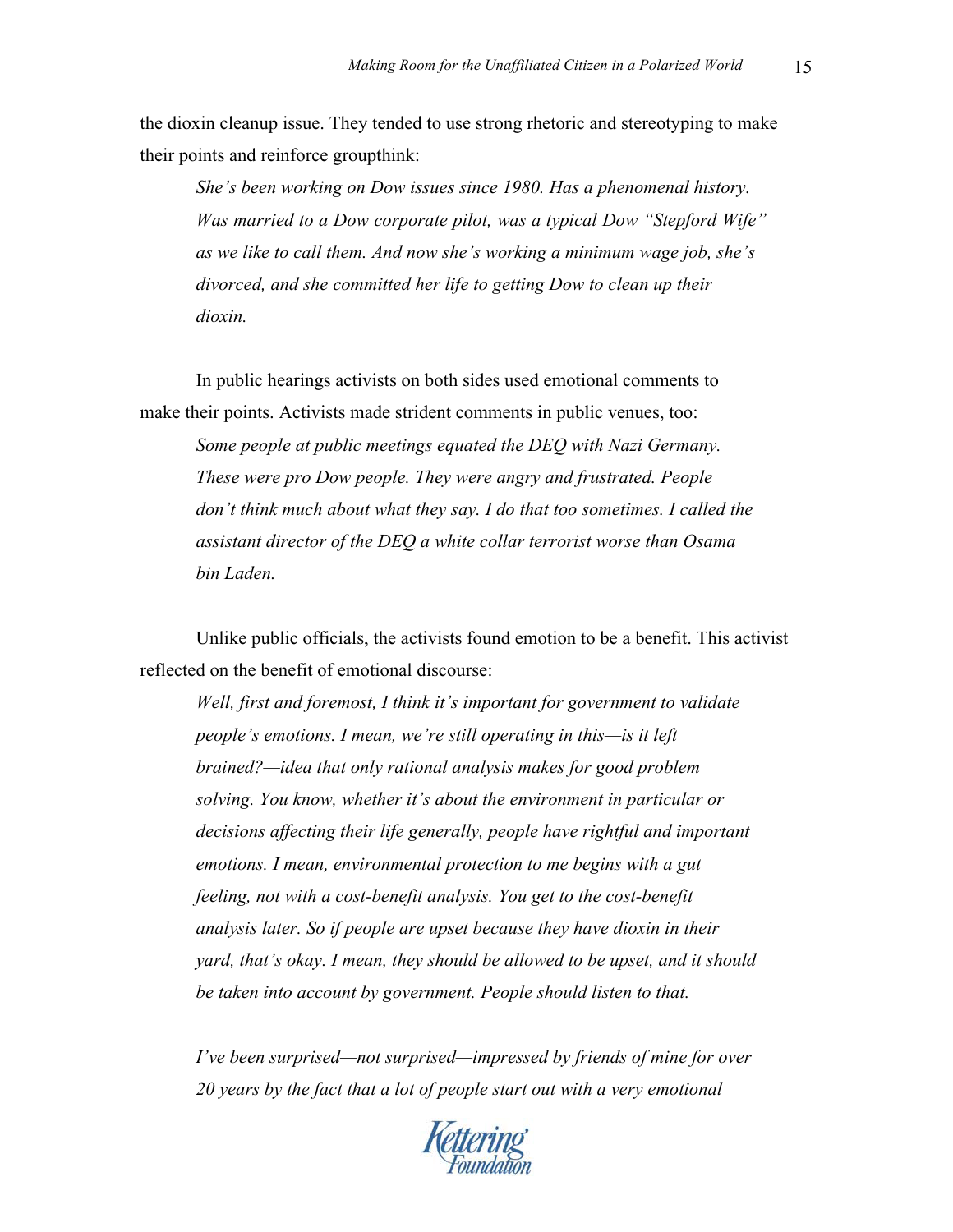the dioxin cleanup issue. They tended to use strong rhetoric and stereotyping to make their points and reinforce groupthink:

> *She's been working on Dow issues since 1980. Has a phenomenal history. Was married to a Dow corporate pilot, was a typical Dow "Stepford Wife" as we like to call them. And now she's working a minimum wage job, she's divorced, and she committed her life to getting Dow to clean up their dioxin.*

In public hearings activists on both sides used emotional comments to make their points. Activists made strident comments in public venues, too:

> *Some people at public meetings equated the DEQ with Nazi Germany. These were pro Dow people. They were angry and frustrated. People don't think much about what they say. I do that too sometimes. I called the assistant director of the DEQ a white collar terrorist worse than Osama bin Laden.*

Unlike public officials, the activists found emotion to be a benefit. This activist reflected on the benefit of emotional discourse:

> *Well, first and foremost, I think it's important for government to validate people's emotions. I mean, we're still operating in this—is it left brained?—idea that only rational analysis makes for good problem solving. You know, whether it's about the environment in particular or decisions affecting their life generally, people have rightful and important emotions. I mean, environmental protection to me begins with a gut feeling, not with a cost-benefit analysis. You get to the cost-benefit analysis later. So if people are upset because they have dioxin in their yard, that's okay. I mean, they should be allowed to be upset, and it should be taken into account by government. People should listen to that.*
>
> *I've been surprised—not surprised—impressed by friends of mine for over 20 years by the fact that a lot of people start out with a very emotional*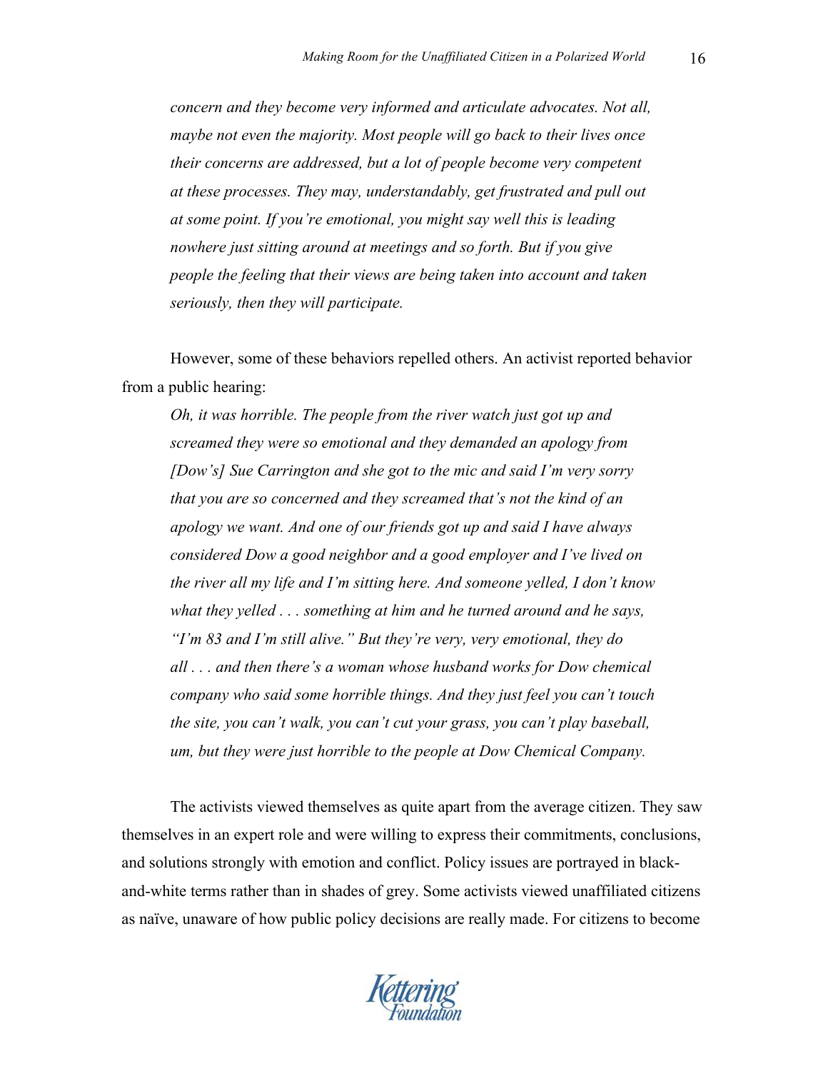> *concern and they become very informed and articulate advocates. Not all, maybe not even the majority. Most people will go back to their lives once their concerns are addressed, but a lot of people become very competent at these processes. They may, understandably, get frustrated and pull out at some point. If you're emotional, you might say well this is leading nowhere just sitting around at meetings and so forth. But if you give people the feeling that their views are being taken into account and taken seriously, then they will participate.*

However, some of these behaviors repelled others. An activist reported behavior from a public hearing:

> *Oh, it was horrible. The people from the river watch just got up and screamed they were so emotional and they demanded an apology from [Dow's] Sue Carrington and she got to the mic and said I'm very sorry that you are so concerned and they screamed that's not the kind of an apology we want. And one of our friends got up and said I have always considered Dow a good neighbor and a good employer and I've lived on the river all my life and I'm sitting here. And someone yelled, I don't know what they yelled . . . something at him and he turned around and he says, "I'm 83 and I'm still alive." But they're very, very emotional, they do all . . . and then there's a woman whose husband works for Dow chemical company who said some horrible things. And they just feel you can't touch the site, you can't walk, you can't cut your grass, you can't play baseball, um, but they were just horrible to the people at Dow Chemical Company.*

The activists viewed themselves as quite apart from the average citizen. They saw themselves in an expert role and were willing to express their commitments, conclusions, and solutions strongly with emotion and conflict. Policy issues are portrayed in black-and-white terms rather than in shades of grey. Some activists viewed unaffiliated citizens as naïve, unaware of how public policy decisions are really made. For citizens to become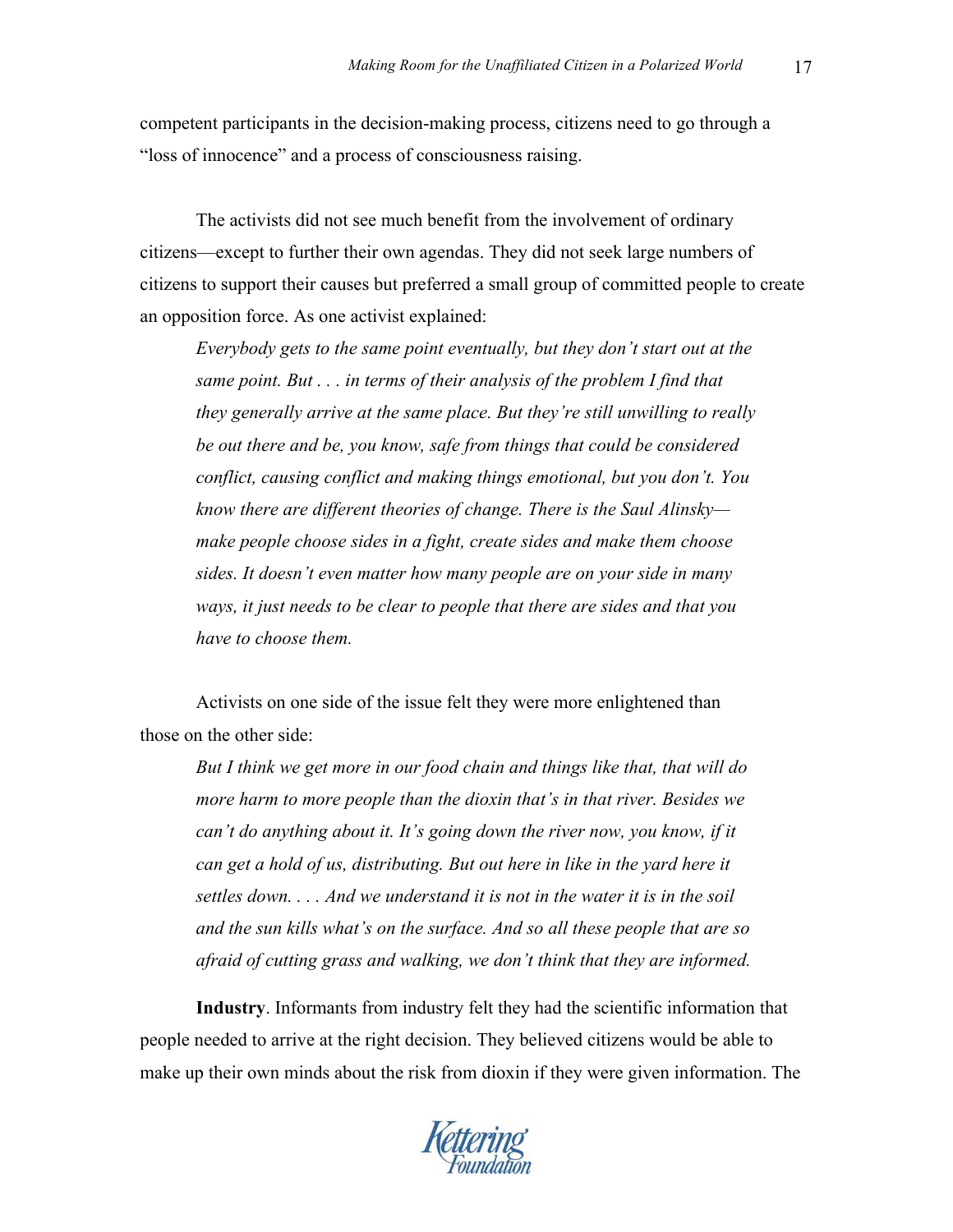competent participants in the decision-making process, citizens need to go through a "loss of innocence" and a process of consciousness raising.

The activists did not see much benefit from the involvement of ordinary citizens—except to further their own agendas. They did not seek large numbers of citizens to support their causes but preferred a small group of committed people to create an opposition force. As one activist explained:

> *Everybody gets to the same point eventually, but they don't start out at the same point. But . . . in terms of their analysis of the problem I find that they generally arrive at the same place. But they're still unwilling to really be out there and be, you know, safe from things that could be considered conflict, causing conflict and making things emotional, but you don't. You know there are different theories of change. There is the Saul Alinsky—make people choose sides in a fight, create sides and make them choose sides. It doesn't even matter how many people are on your side in many ways, it just needs to be clear to people that there are sides and that you have to choose them.*

Activists on one side of the issue felt they were more enlightened than those on the other side:

> *But I think we get more in our food chain and things like that, that will do more harm to more people than the dioxin that's in that river. Besides we can't do anything about it. It's going down the river now, you know, if it can get a hold of us, distributing. But out here in like in the yard here it settles down. . . . And we understand it is not in the water it is in the soil and the sun kills what's on the surface. And so all these people that are so afraid of cutting grass and walking, we don't think that they are informed.*

**Industry**. Informants from industry felt they had the scientific information that people needed to arrive at the right decision. They believed citizens would be able to make up their own minds about the risk from dioxin if they were given information. The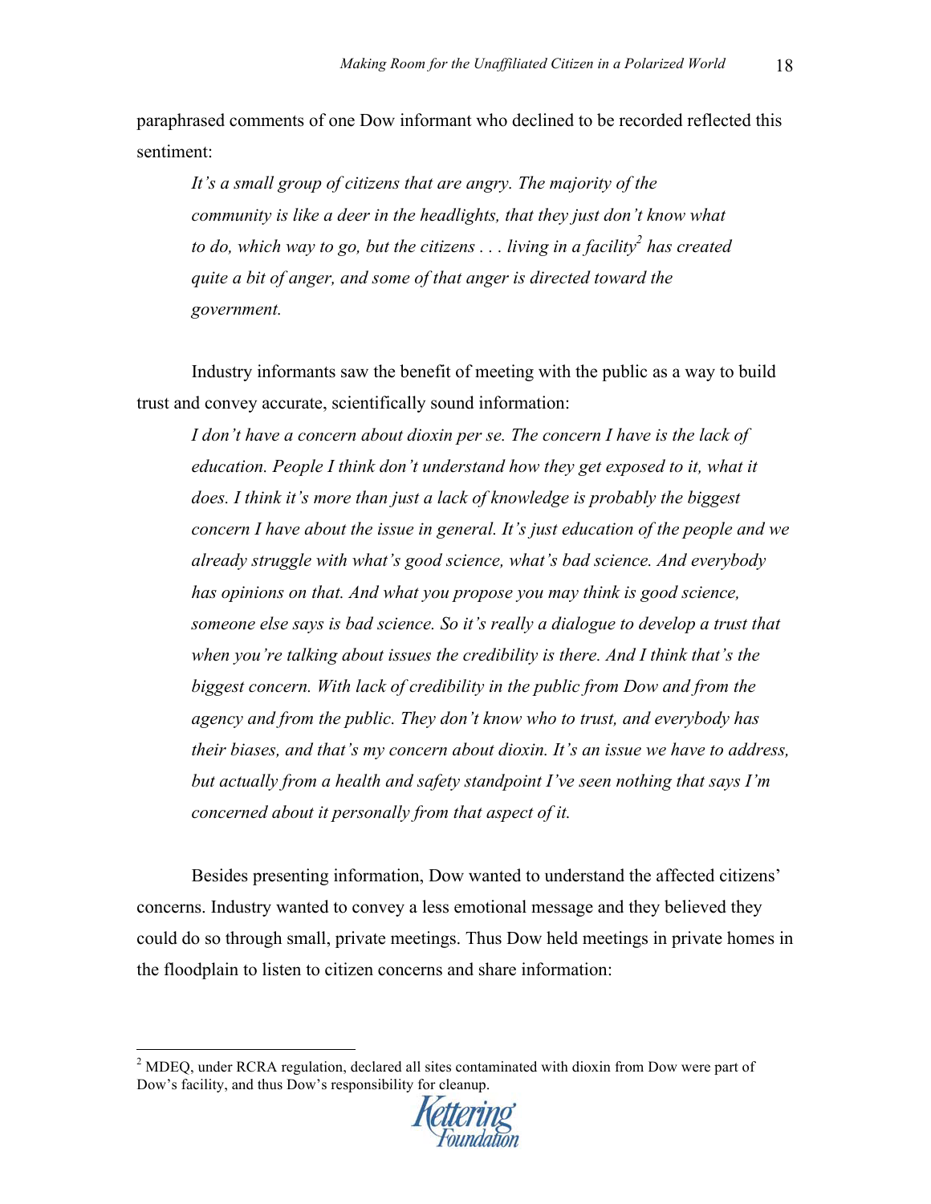paraphrased comments of one Dow informant who declined to be recorded reflected this sentiment:

> *It's a small group of citizens that are angry. The majority of the community is like a deer in the headlights, that they just don't know what to do, which way to go, but the citizens . . . living in a facility*[2] *has created quite a bit of anger, and some of that anger is directed toward the government.*

Industry informants saw the benefit of meeting with the public as a way to build trust and convey accurate, scientifically sound information:

> *I don't have a concern about dioxin per se. The concern I have is the lack of education. People I think don't understand how they get exposed to it, what it does. I think it's more than just a lack of knowledge is probably the biggest concern I have about the issue in general. It's just education of the people and we already struggle with what's good science, what's bad science. And everybody has opinions on that. And what you propose you may think is good science, someone else says is bad science. So it's really a dialogue to develop a trust that when you're talking about issues the credibility is there. And I think that's the biggest concern. With lack of credibility in the public from Dow and from the agency and from the public. They don't know who to trust, and everybody has their biases, and that's my concern about dioxin. It's an issue we have to address, but actually from a health and safety standpoint I've seen nothing that says I'm concerned about it personally from that aspect of it.*

Besides presenting information, Dow wanted to understand the affected citizens' concerns. Industry wanted to convey a less emotional message and they believed they could do so through small, private meetings. Thus Dow held meetings in private homes in the floodplain to listen to citizen concerns and share information:

---

[2] MDEQ, under RCRA regulation, declared all sites contaminated with dioxin from Dow were part of Dow's facility, and thus Dow's responsibility for cleanup.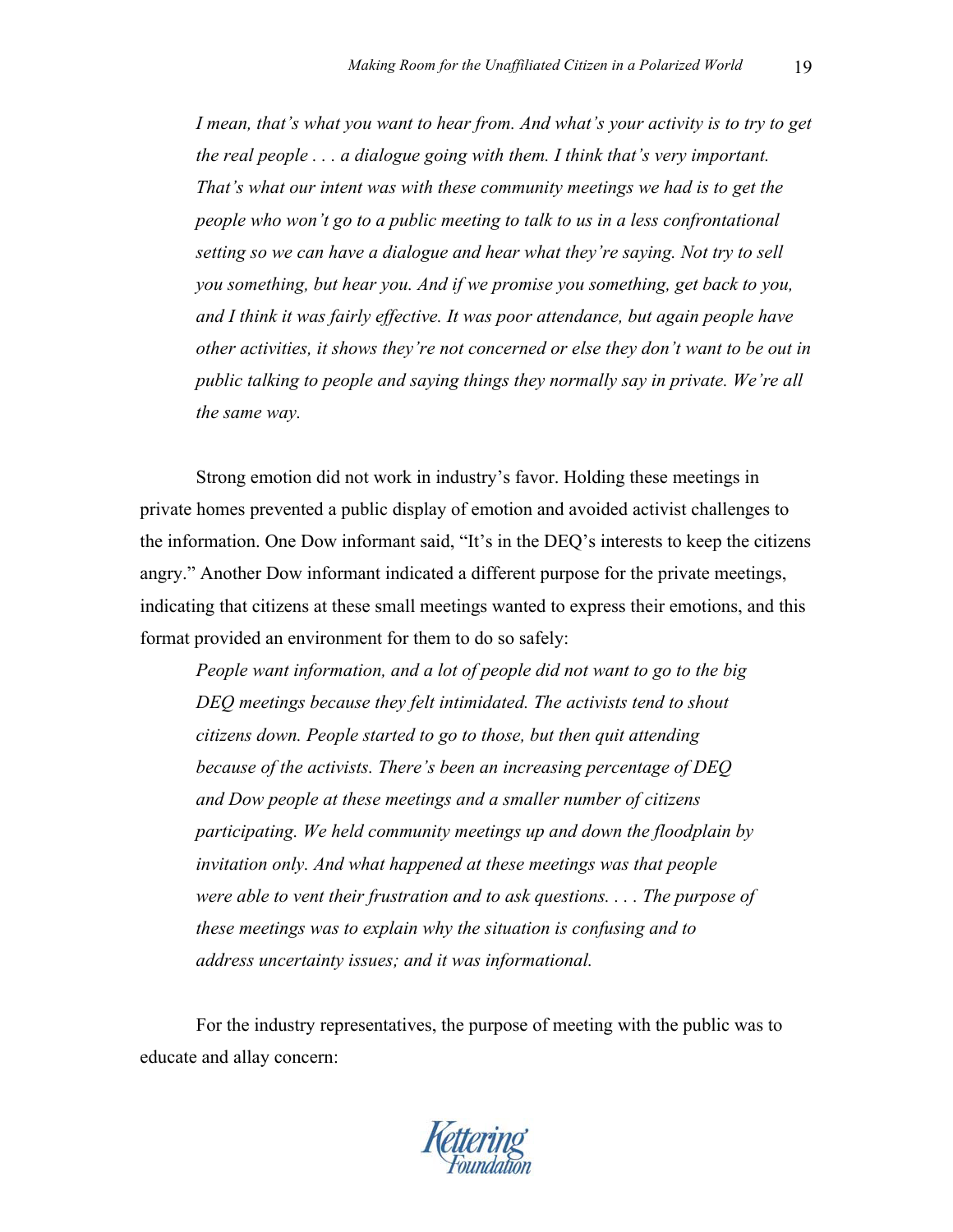*I mean, that's what you want to hear from. And what's your activity is to try to get the real people . . . a dialogue going with them. I think that's very important. That's what our intent was with these community meetings we had is to get the people who won't go to a public meeting to talk to us in a less confrontational setting so we can have a dialogue and hear what they're saying. Not try to sell you something, but hear you. And if we promise you something, get back to you, and I think it was fairly effective. It was poor attendance, but again people have other activities, it shows they're not concerned or else they don't want to be out in public talking to people and saying things they normally say in private. We're all the same way.*

Strong emotion did not work in industry's favor. Holding these meetings in private homes prevented a public display of emotion and avoided activist challenges to the information. One Dow informant said, "It's in the DEQ's interests to keep the citizens angry." Another Dow informant indicated a different purpose for the private meetings, indicating that citizens at these small meetings wanted to express their emotions, and this format provided an environment for them to do so safely:

*People want information, and a lot of people did not want to go to the big DEQ meetings because they felt intimidated. The activists tend to shout citizens down. People started to go to those, but then quit attending because of the activists. There's been an increasing percentage of DEQ and Dow people at these meetings and a smaller number of citizens participating. We held community meetings up and down the floodplain by invitation only. And what happened at these meetings was that people were able to vent their frustration and to ask questions. . . . The purpose of these meetings was to explain why the situation is confusing and to address uncertainty issues; and it was informational.*

For the industry representatives, the purpose of meeting with the public was to educate and allay concern: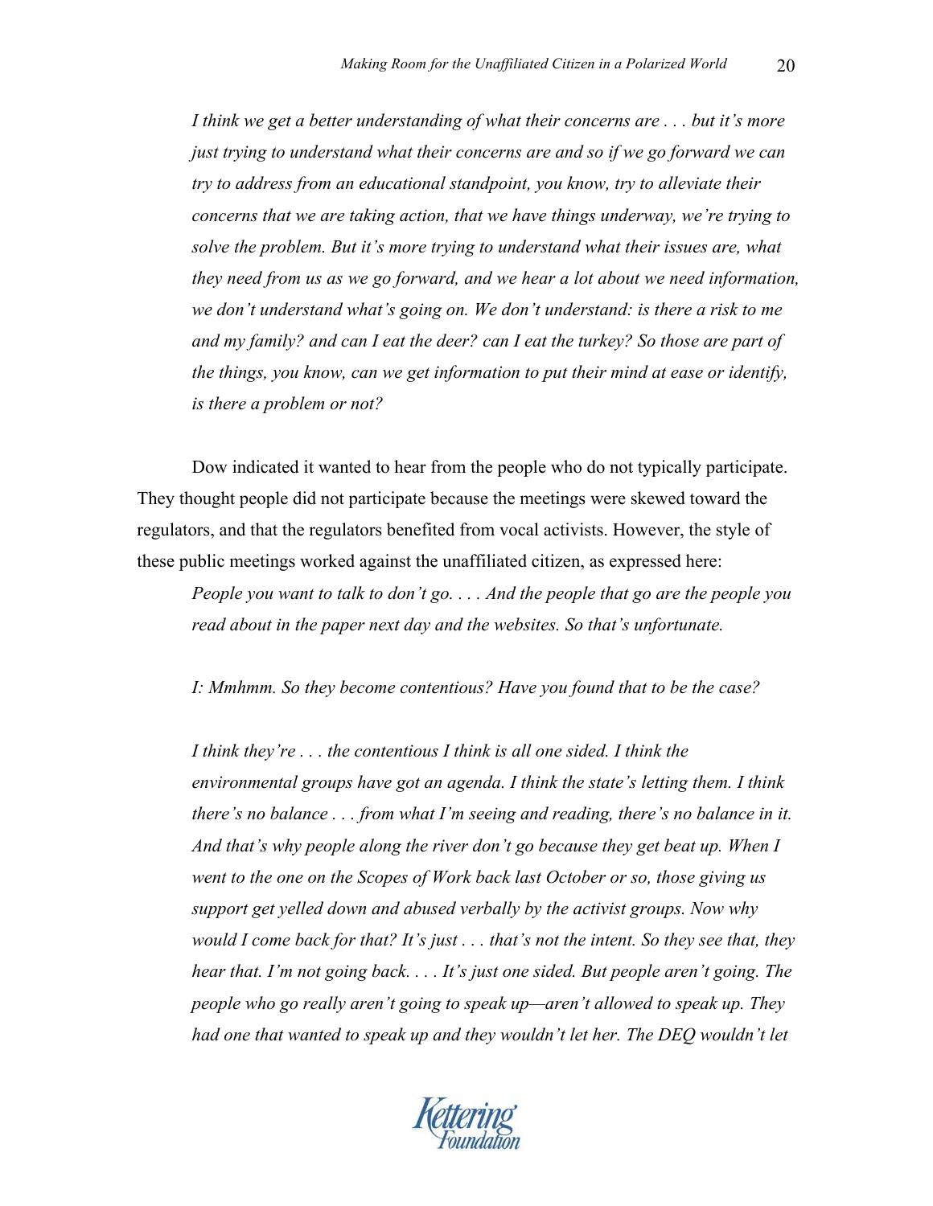*I think we get a better understanding of what their concerns are . . . but it's more just trying to understand what their concerns are and so if we go forward we can try to address from an educational standpoint, you know, try to alleviate their concerns that we are taking action, that we have things underway, we're trying to solve the problem. But it's more trying to understand what their issues are, what they need from us as we go forward, and we hear a lot about we need information, we don't understand what's going on. We don't understand: is there a risk to me and my family? and can I eat the deer? can I eat the turkey? So those are part of the things, you know, can we get information to put their mind at ease or identify, is there a problem or not?*

Dow indicated it wanted to hear from the people who do not typically participate. They thought people did not participate because the meetings were skewed toward the regulators, and that the regulators benefited from vocal activists. However, the style of these public meetings worked against the unaffiliated citizen, as expressed here:

*People you want to talk to don't go. . . . And the people that go are the people you read about in the paper next day and the websites. So that's unfortunate.*

*I: Mmhmm. So they become contentious? Have you found that to be the case?*

*I think they're . . . the contentious I think is all one sided. I think the environmental groups have got an agenda. I think the state's letting them. I think there's no balance . . . from what I'm seeing and reading, there's no balance in it. And that's why people along the river don't go because they get beat up. When I went to the one on the Scopes of Work back last October or so, those giving us support get yelled down and abused verbally by the activist groups. Now why would I come back for that? It's just . . . that's not the intent. So they see that, they hear that. I'm not going back. . . . It's just one sided. But people aren't going. The people who go really aren't going to speak up—aren't allowed to speak up. They had one that wanted to speak up and they wouldn't let her. The DEQ wouldn't let*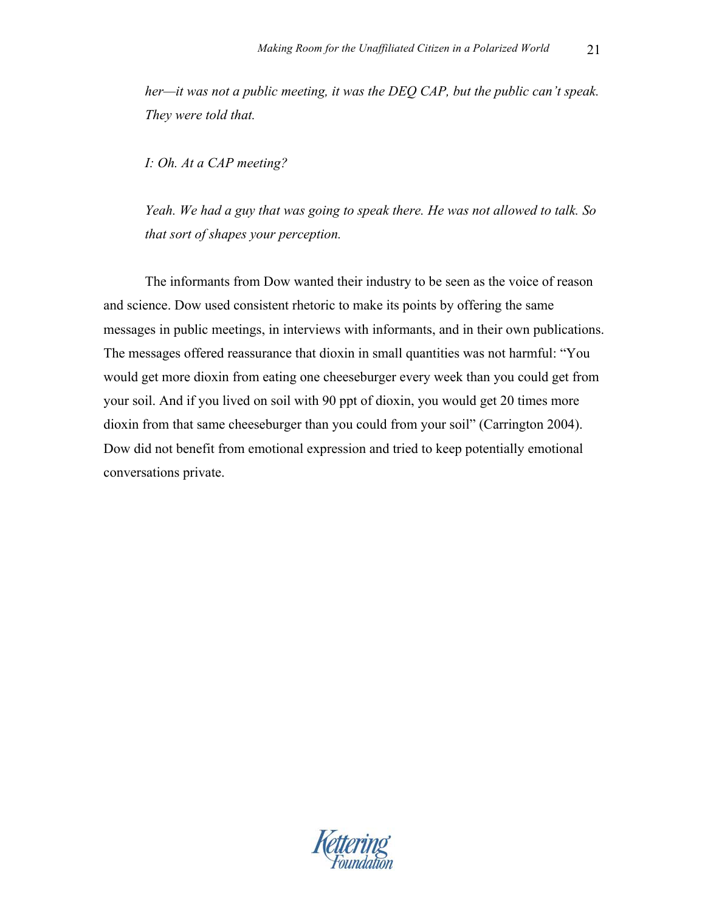*her—it was not a public meeting, it was the DEQ CAP, but the public can't speak. They were told that.*

*I: Oh. At a CAP meeting?*

*Yeah. We had a guy that was going to speak there. He was not allowed to talk. So that sort of shapes your perception.*

The informants from Dow wanted their industry to be seen as the voice of reason and science. Dow used consistent rhetoric to make its points by offering the same messages in public meetings, in interviews with informants, and in their own publications. The messages offered reassurance that dioxin in small quantities was not harmful: "You would get more dioxin from eating one cheeseburger every week than you could get from your soil. And if you lived on soil with 90 ppt of dioxin, you would get 20 times more dioxin from that same cheeseburger than you could from your soil" (Carrington 2004). Dow did not benefit from emotional expression and tried to keep potentially emotional conversations private.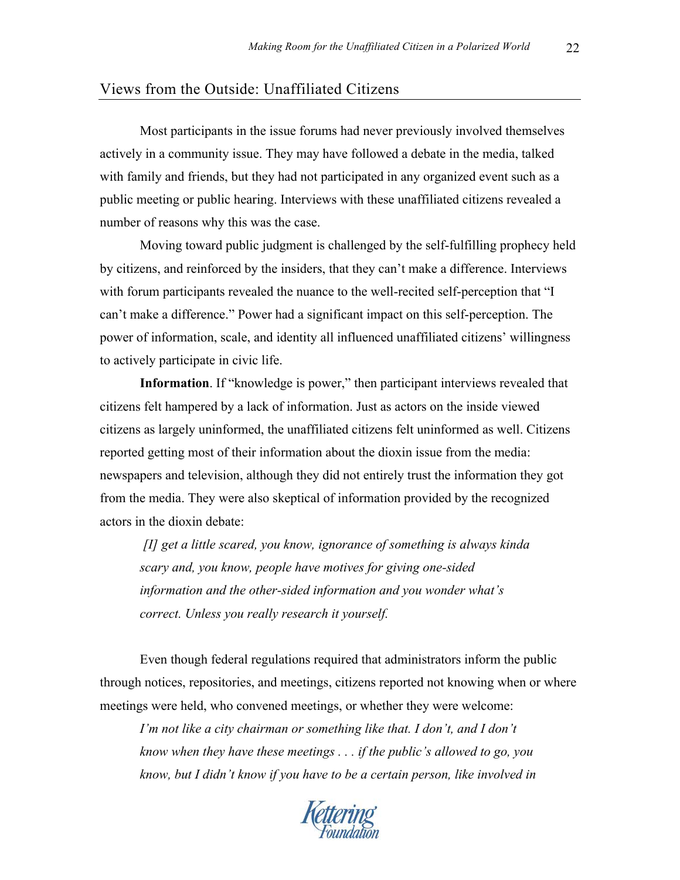## Views from the Outside: Unaffiliated Citizens

Most participants in the issue forums had never previously involved themselves actively in a community issue. They may have followed a debate in the media, talked with family and friends, but they had not participated in any organized event such as a public meeting or public hearing. Interviews with these unaffiliated citizens revealed a number of reasons why this was the case.

Moving toward public judgment is challenged by the self-fulfilling prophecy held by citizens, and reinforced by the insiders, that they can't make a difference. Interviews with forum participants revealed the nuance to the well-recited self-perception that "I can't make a difference." Power had a significant impact on this self-perception. The power of information, scale, and identity all influenced unaffiliated citizens' willingness to actively participate in civic life.

**Information**. If "knowledge is power," then participant interviews revealed that citizens felt hampered by a lack of information. Just as actors on the inside viewed citizens as largely uninformed, the unaffiliated citizens felt uninformed as well. Citizens reported getting most of their information about the dioxin issue from the media: newspapers and television, although they did not entirely trust the information they got from the media. They were also skeptical of information provided by the recognized actors in the dioxin debate:

> *[I] get a little scared, you know, ignorance of something is always kinda scary and, you know, people have motives for giving one-sided information and the other-sided information and you wonder what's correct. Unless you really research it yourself.*

Even though federal regulations required that administrators inform the public through notices, repositories, and meetings, citizens reported not knowing when or where meetings were held, who convened meetings, or whether they were welcome:

> *I'm not like a city chairman or something like that. I don't, and I don't know when they have these meetings . . . if the public's allowed to go, you know, but I didn't know if you have to be a certain person, like involved in*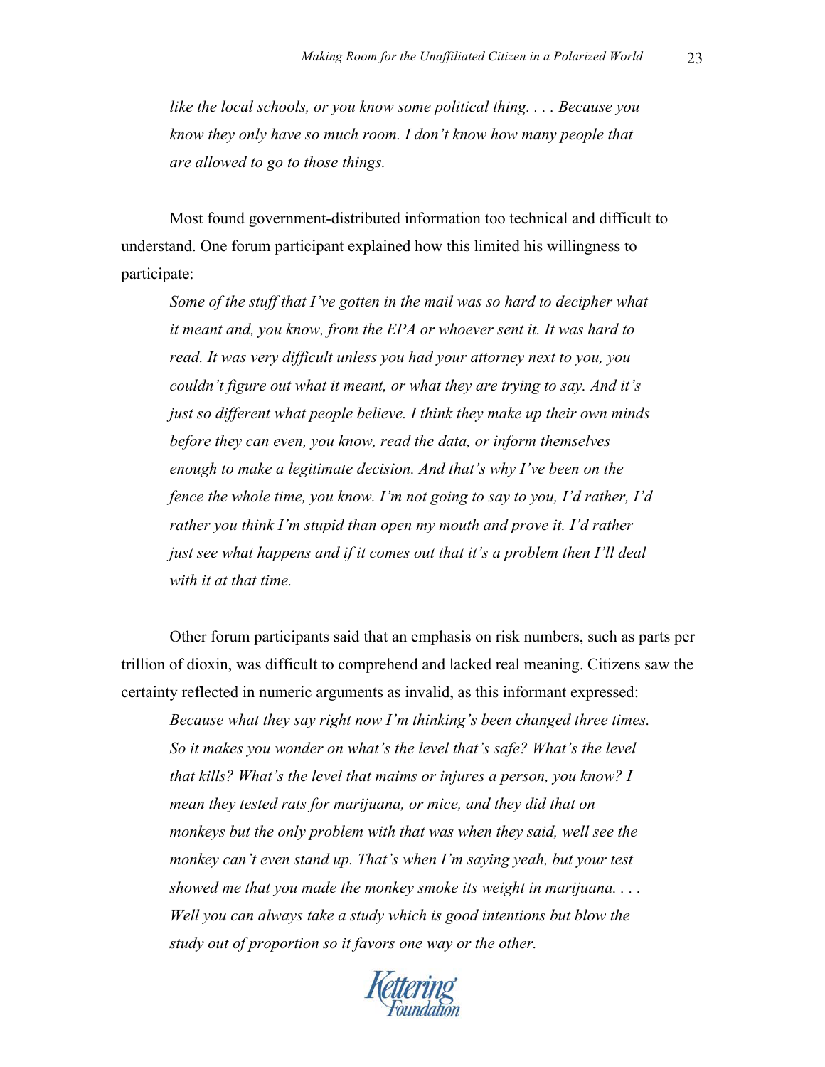*like the local schools, or you know some political thing. . . . Because you know they only have so much room. I don't know how many people that are allowed to go to those things.*

Most found government-distributed information too technical and difficult to understand. One forum participant explained how this limited his willingness to participate:

*Some of the stuff that I've gotten in the mail was so hard to decipher what it meant and, you know, from the EPA or whoever sent it. It was hard to read. It was very difficult unless you had your attorney next to you, you couldn't figure out what it meant, or what they are trying to say. And it's just so different what people believe. I think they make up their own minds before they can even, you know, read the data, or inform themselves enough to make a legitimate decision. And that's why I've been on the fence the whole time, you know. I'm not going to say to you, I'd rather, I'd rather you think I'm stupid than open my mouth and prove it. I'd rather just see what happens and if it comes out that it's a problem then I'll deal with it at that time.*

Other forum participants said that an emphasis on risk numbers, such as parts per trillion of dioxin, was difficult to comprehend and lacked real meaning. Citizens saw the certainty reflected in numeric arguments as invalid, as this informant expressed:

*Because what they say right now I'm thinking's been changed three times. So it makes you wonder on what's the level that's safe? What's the level that kills? What's the level that maims or injures a person, you know? I mean they tested rats for marijuana, or mice, and they did that on monkeys but the only problem with that was when they said, well see the monkey can't even stand up. That's when I'm saying yeah, but your test showed me that you made the monkey smoke its weight in marijuana. . . . Well you can always take a study which is good intentions but blow the study out of proportion so it favors one way or the other.*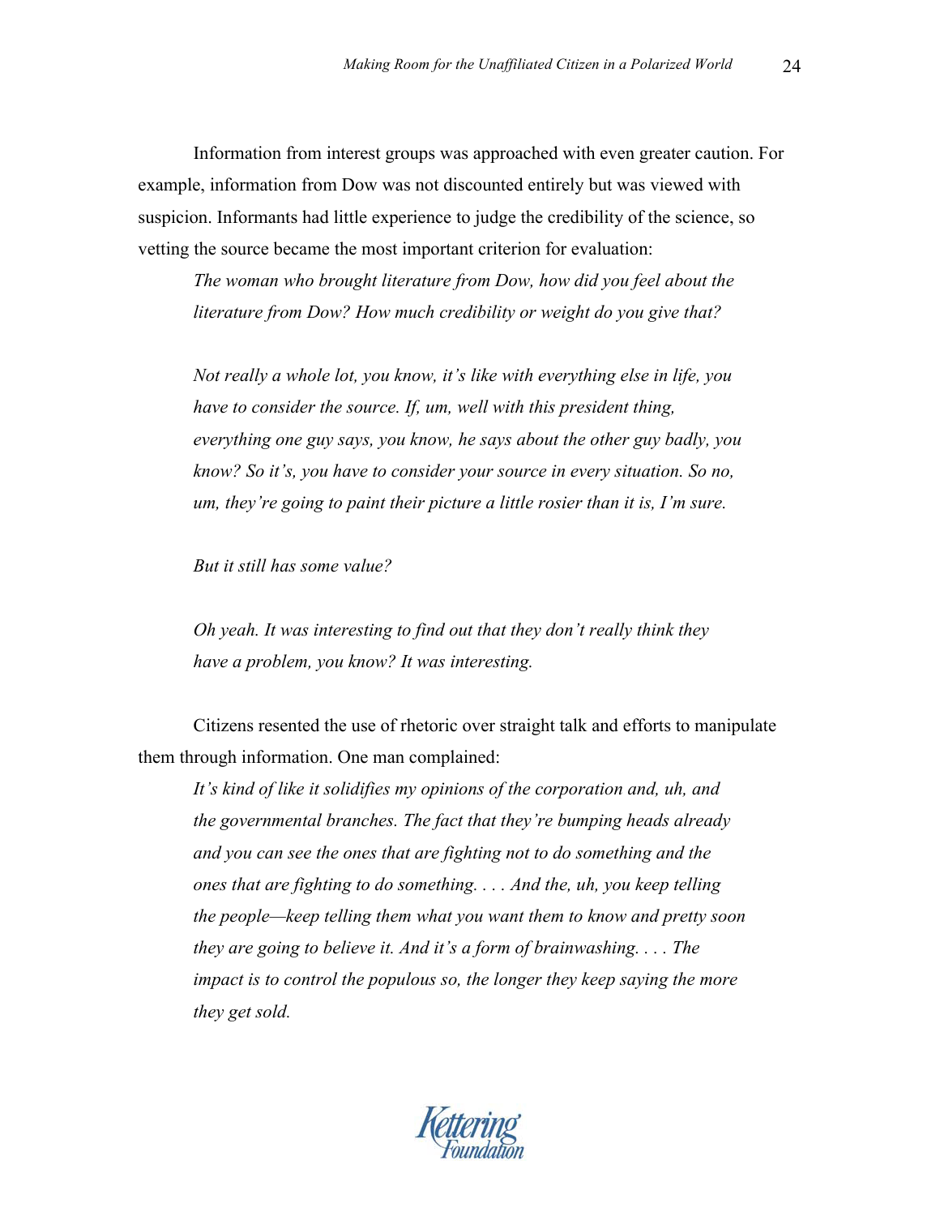Information from interest groups was approached with even greater caution. For example, information from Dow was not discounted entirely but was viewed with suspicion. Informants had little experience to judge the credibility of the science, so vetting the source became the most important criterion for evaluation:

> *The woman who brought literature from Dow, how did you feel about the literature from Dow? How much credibility or weight do you give that?*
>
> *Not really a whole lot, you know, it's like with everything else in life, you have to consider the source. If, um, well with this president thing, everything one guy says, you know, he says about the other guy badly, you know? So it's, you have to consider your source in every situation. So no, um, they're going to paint their picture a little rosier than it is, I'm sure.*
>
> *But it still has some value?*
>
> *Oh yeah. It was interesting to find out that they don't really think they have a problem, you know? It was interesting.*

Citizens resented the use of rhetoric over straight talk and efforts to manipulate them through information. One man complained:

> *It's kind of like it solidifies my opinions of the corporation and, uh, and the governmental branches. The fact that they're bumping heads already and you can see the ones that are fighting not to do something and the ones that are fighting to do something. . . . And the, uh, you keep telling the people—keep telling them what you want them to know and pretty soon they are going to believe it. And it's a form of brainwashing. . . . The impact is to control the populous so, the longer they keep saying the more they get sold.*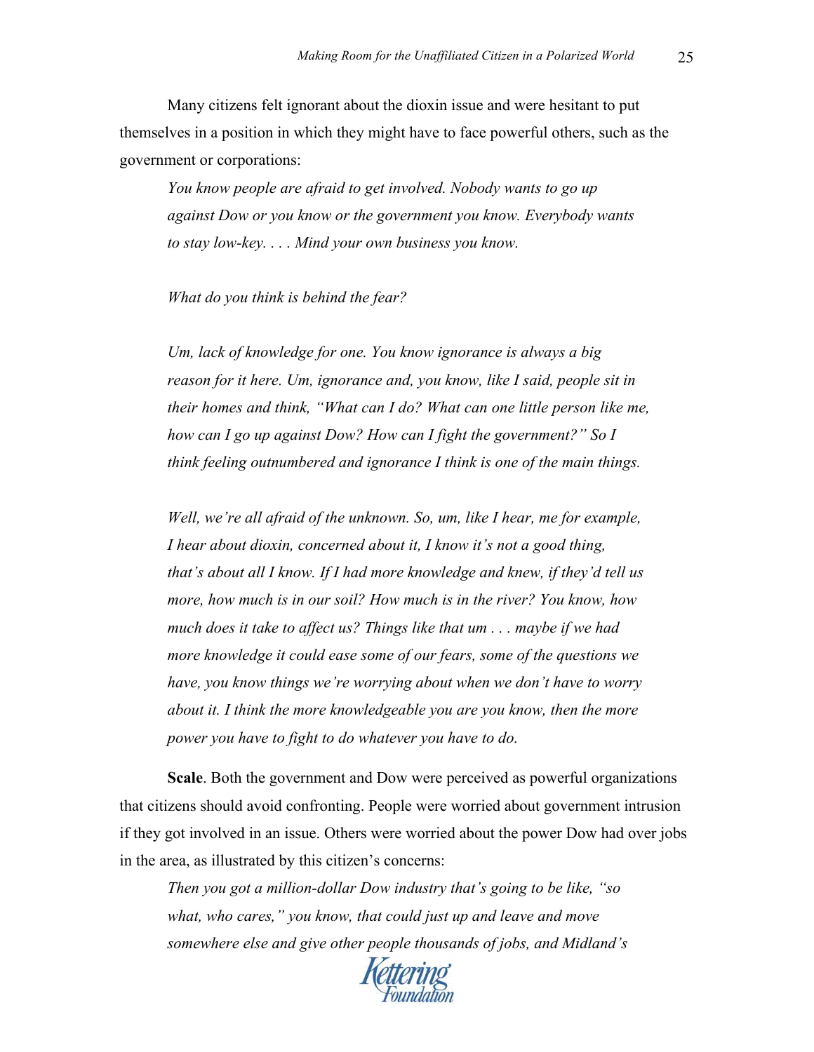Many citizens felt ignorant about the dioxin issue and were hesitant to put themselves in a position in which they might have to face powerful others, such as the government or corporations:

> *You know people are afraid to get involved. Nobody wants to go up against Dow or you know or the government you know. Everybody wants to stay low-key. . . . Mind your own business you know.*
>
> *What do you think is behind the fear?*
>
> *Um, lack of knowledge for one. You know ignorance is always a big reason for it here. Um, ignorance and, you know, like I said, people sit in their homes and think, "What can I do? What can one little person like me, how can I go up against Dow? How can I fight the government?" So I think feeling outnumbered and ignorance I think is one of the main things.*
>
> *Well, we're all afraid of the unknown. So, um, like I hear, me for example, I hear about dioxin, concerned about it, I know it's not a good thing, that's about all I know. If I had more knowledge and knew, if they'd tell us more, how much is in our soil? How much is in the river? You know, how much does it take to affect us? Things like that um . . . maybe if we had more knowledge it could ease some of our fears, some of the questions we have, you know things we're worrying about when we don't have to worry about it. I think the more knowledgeable you are you know, then the more power you have to fight to do whatever you have to do.*

**Scale**. Both the government and Dow were perceived as powerful organizations that citizens should avoid confronting. People were worried about government intrusion if they got involved in an issue. Others were worried about the power Dow had over jobs in the area, as illustrated by this citizen's concerns:

> *Then you got a million-dollar Dow industry that's going to be like, "so what, who cares," you know, that could just up and leave and move somewhere else and give other people thousands of jobs, and Midland's*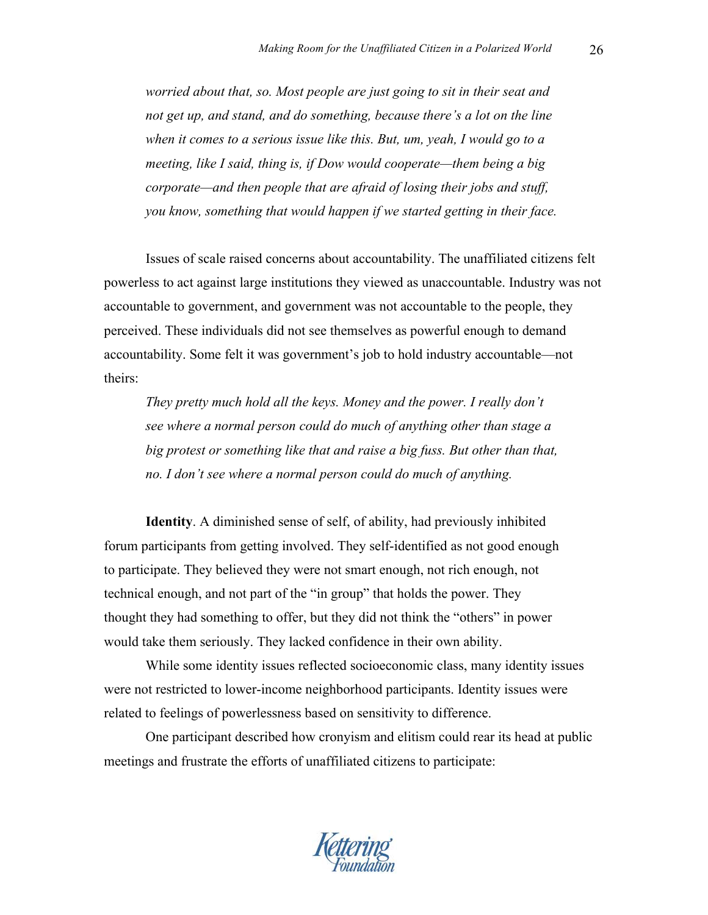> *worried about that, so. Most people are just going to sit in their seat and not get up, and stand, and do something, because there's a lot on the line when it comes to a serious issue like this. But, um, yeah, I would go to a meeting, like I said, thing is, if Dow would cooperate—them being a big corporate—and then people that are afraid of losing their jobs and stuff, you know, something that would happen if we started getting in their face.*

Issues of scale raised concerns about accountability. The unaffiliated citizens felt powerless to act against large institutions they viewed as unaccountable. Industry was not accountable to government, and government was not accountable to the people, they perceived. These individuals did not see themselves as powerful enough to demand accountability. Some felt it was government's job to hold industry accountable—not theirs:

> *They pretty much hold all the keys. Money and the power. I really don't see where a normal person could do much of anything other than stage a big protest or something like that and raise a big fuss. But other than that, no. I don't see where a normal person could do much of anything.*

**Identity**. A diminished sense of self, of ability, had previously inhibited forum participants from getting involved. They self-identified as not good enough to participate. They believed they were not smart enough, not rich enough, not technical enough, and not part of the "in group" that holds the power. They thought they had something to offer, but they did not think the "others" in power would take them seriously. They lacked confidence in their own ability.

While some identity issues reflected socioeconomic class, many identity issues were not restricted to lower-income neighborhood participants. Identity issues were related to feelings of powerlessness based on sensitivity to difference.

One participant described how cronyism and elitism could rear its head at public meetings and frustrate the efforts of unaffiliated citizens to participate: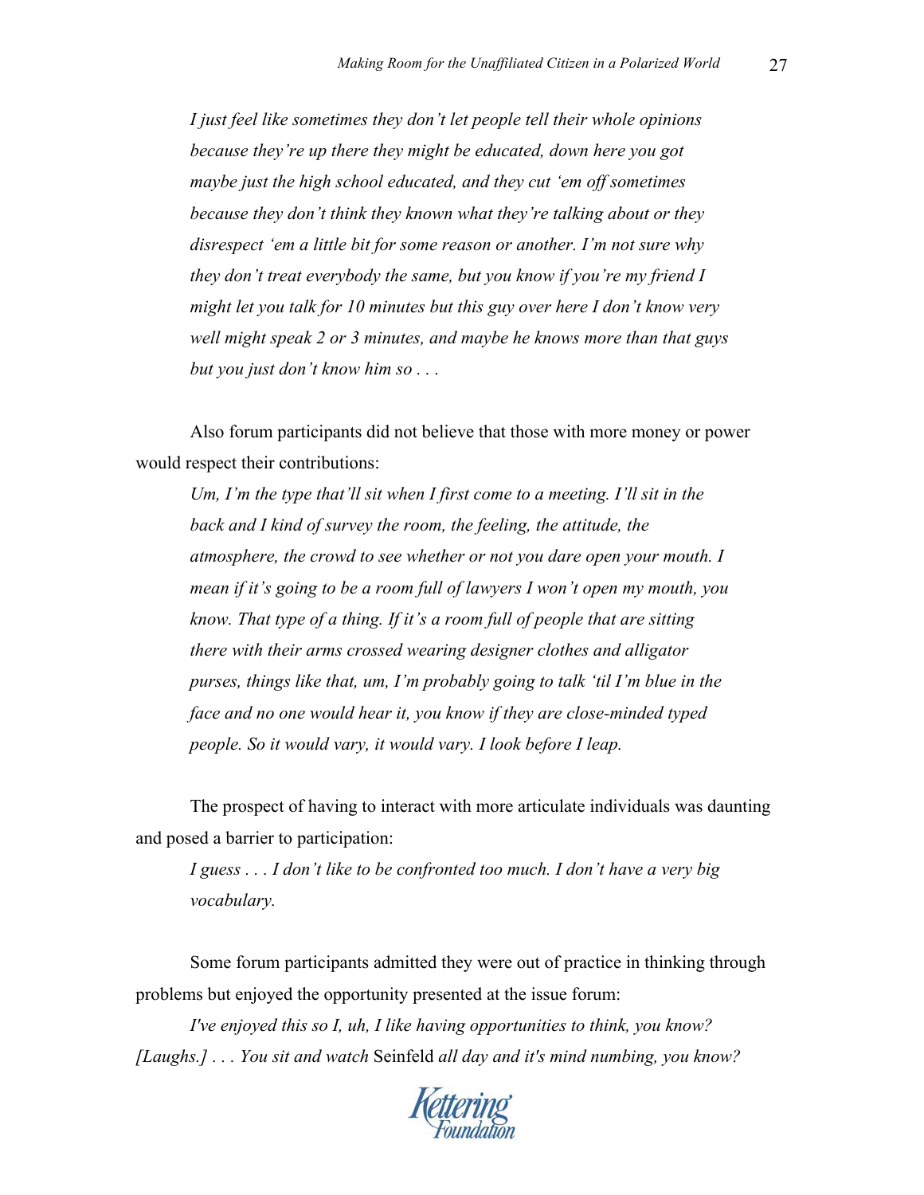> *I just feel like sometimes they don't let people tell their whole opinions because they're up there they might be educated, down here you got maybe just the high school educated, and they cut 'em off sometimes because they don't think they known what they're talking about or they disrespect 'em a little bit for some reason or another. I'm not sure why they don't treat everybody the same, but you know if you're my friend I might let you talk for 10 minutes but this guy over here I don't know very well might speak 2 or 3 minutes, and maybe he knows more than that guys but you just don't know him so . . .*

Also forum participants did not believe that those with more money or power would respect their contributions:

> *Um, I'm the type that'll sit when I first come to a meeting. I'll sit in the back and I kind of survey the room, the feeling, the attitude, the atmosphere, the crowd to see whether or not you dare open your mouth. I mean if it's going to be a room full of lawyers I won't open my mouth, you know. That type of a thing. If it's a room full of people that are sitting there with their arms crossed wearing designer clothes and alligator purses, things like that, um, I'm probably going to talk 'til I'm blue in the face and no one would hear it, you know if they are close-minded typed people. So it would vary, it would vary. I look before I leap.*

The prospect of having to interact with more articulate individuals was daunting and posed a barrier to participation:

> *I guess . . . I don't like to be confronted too much. I don't have a very big vocabulary.*

Some forum participants admitted they were out of practice in thinking through problems but enjoyed the opportunity presented at the issue forum:

*I've enjoyed this so I, uh, I like having opportunities to think, you know? [Laughs.] . . . You sit and watch* Seinfeld *all day and it's mind numbing, you know?*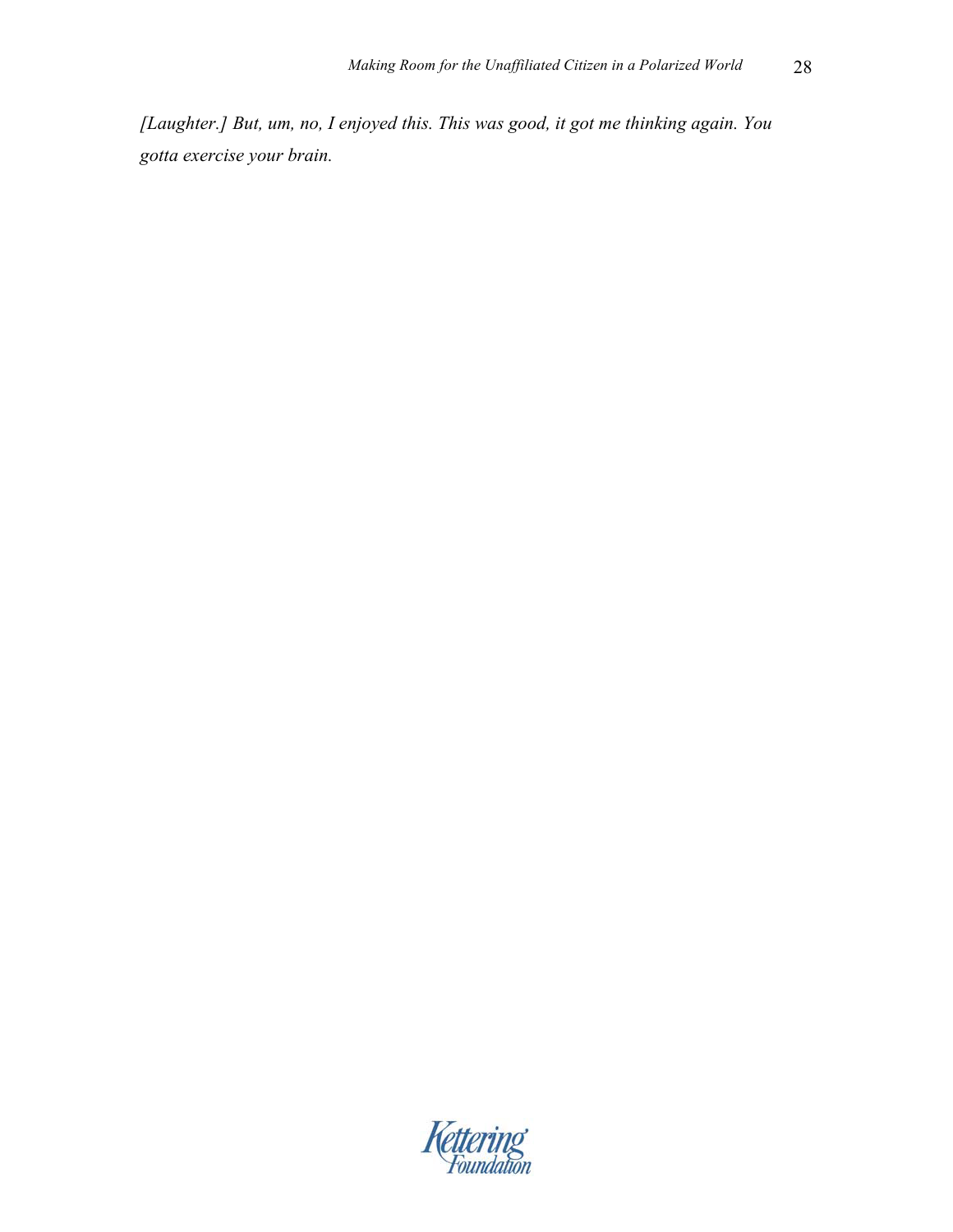*[Laughter.] But, um, no, I enjoyed this. This was good, it got me thinking again. You gotta exercise your brain.*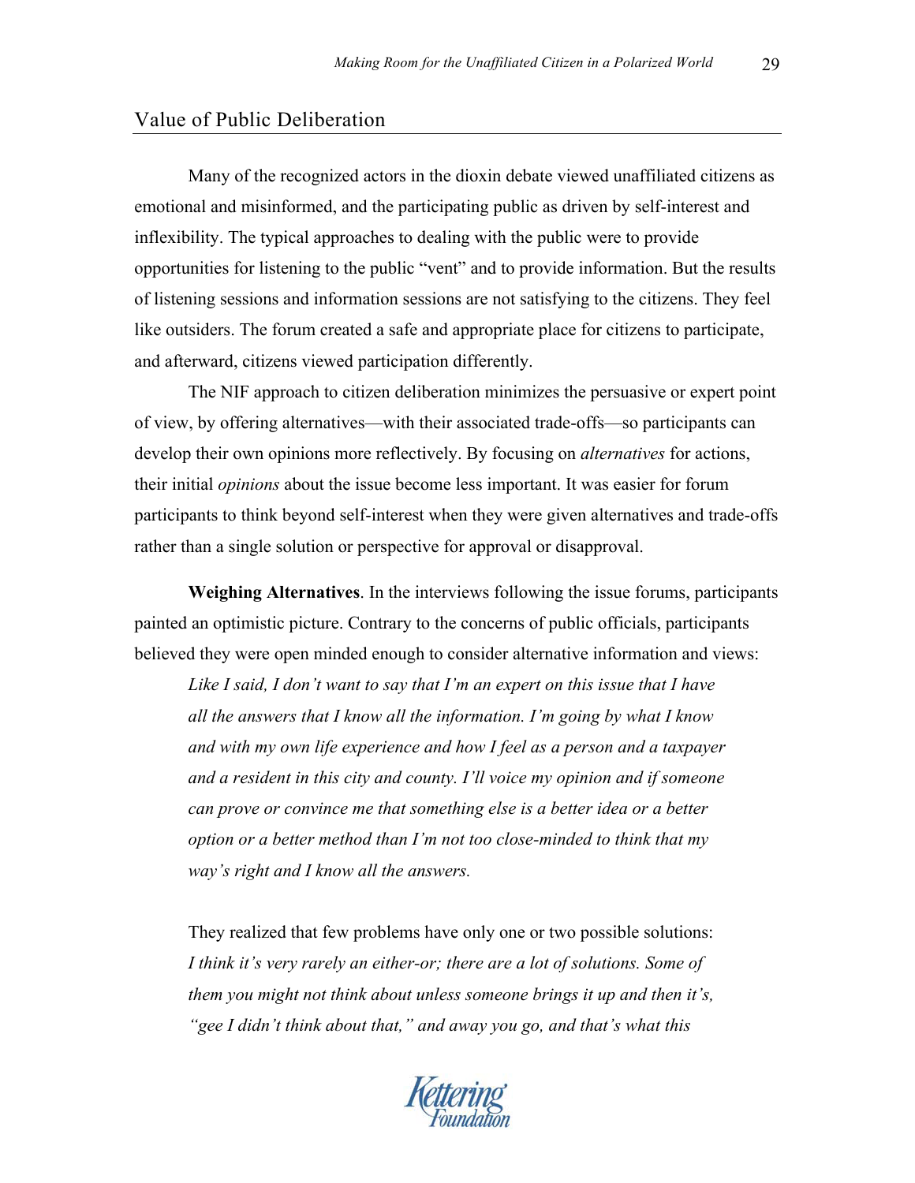## Value of Public Deliberation

Many of the recognized actors in the dioxin debate viewed unaffiliated citizens as emotional and misinformed, and the participating public as driven by self-interest and inflexibility. The typical approaches to dealing with the public were to provide opportunities for listening to the public "vent" and to provide information. But the results of listening sessions and information sessions are not satisfying to the citizens. They feel like outsiders. The forum created a safe and appropriate place for citizens to participate, and afterward, citizens viewed participation differently.

The NIF approach to citizen deliberation minimizes the persuasive or expert point of view, by offering alternatives—with their associated trade-offs—so participants can develop their own opinions more reflectively. By focusing on *alternatives* for actions, their initial *opinions* about the issue become less important. It was easier for forum participants to think beyond self-interest when they were given alternatives and trade-offs rather than a single solution or perspective for approval or disapproval.

**Weighing Alternatives**. In the interviews following the issue forums, participants painted an optimistic picture. Contrary to the concerns of public officials, participants believed they were open minded enough to consider alternative information and views:

> *Like I said, I don't want to say that I'm an expert on this issue that I have all the answers that I know all the information. I'm going by what I know and with my own life experience and how I feel as a person and a taxpayer and a resident in this city and county. I'll voice my opinion and if someone can prove or convince me that something else is a better idea or a better option or a better method than I'm not too close-minded to think that my way's right and I know all the answers.*

> They realized that few problems have only one or two possible solutions: *I think it's very rarely an either-or; there are a lot of solutions. Some of them you might not think about unless someone brings it up and then it's, "gee I didn't think about that," and away you go, and that's what this*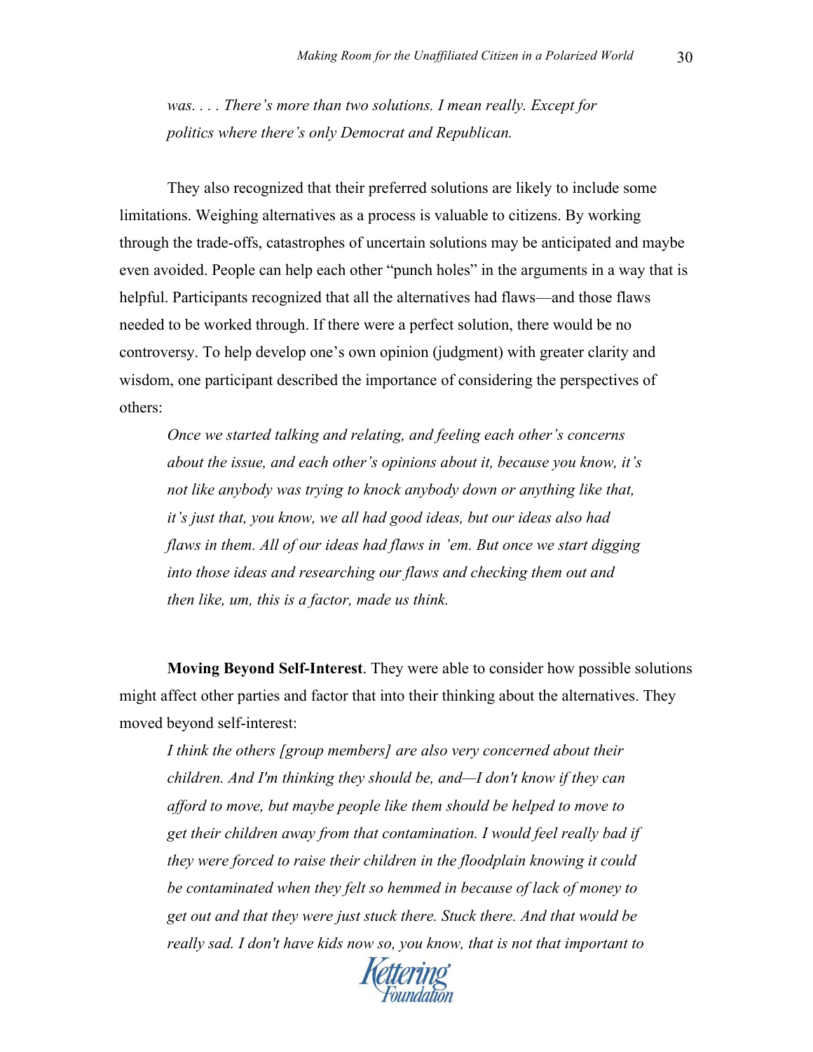*was. . . . There's more than two solutions. I mean really. Except for politics where there's only Democrat and Republican.*

They also recognized that their preferred solutions are likely to include some limitations. Weighing alternatives as a process is valuable to citizens. By working through the trade-offs, catastrophes of uncertain solutions may be anticipated and maybe even avoided. People can help each other "punch holes" in the arguments in a way that is helpful. Participants recognized that all the alternatives had flaws—and those flaws needed to be worked through. If there were a perfect solution, there would be no controversy. To help develop one's own opinion (judgment) with greater clarity and wisdom, one participant described the importance of considering the perspectives of others:

> *Once we started talking and relating, and feeling each other's concerns about the issue, and each other's opinions about it, because you know, it's not like anybody was trying to knock anybody down or anything like that, it's just that, you know, we all had good ideas, but our ideas also had flaws in them. All of our ideas had flaws in 'em. But once we start digging into those ideas and researching our flaws and checking them out and then like, um, this is a factor, made us think.*

**Moving Beyond Self-Interest**. They were able to consider how possible solutions might affect other parties and factor that into their thinking about the alternatives. They moved beyond self-interest:

> *I think the others [group members] are also very concerned about their children. And I'm thinking they should be, and—I don't know if they can afford to move, but maybe people like them should be helped to move to get their children away from that contamination. I would feel really bad if they were forced to raise their children in the floodplain knowing it could be contaminated when they felt so hemmed in because of lack of money to get out and that they were just stuck there. Stuck there. And that would be really sad. I don't have kids now so, you know, that is not that important to*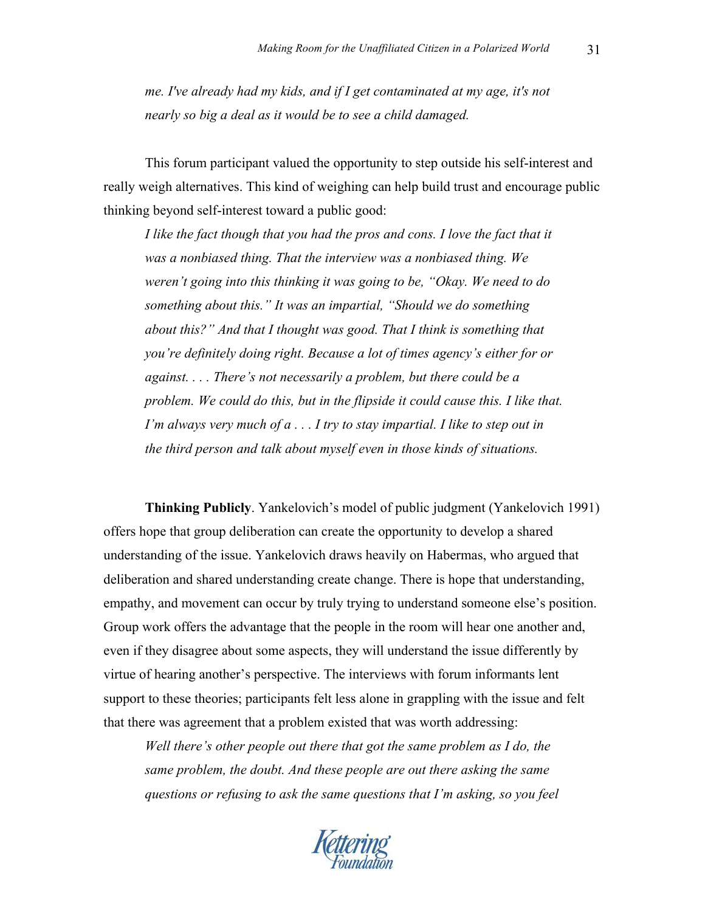*me. I've already had my kids, and if I get contaminated at my age, it's not nearly so big a deal as it would be to see a child damaged.*

This forum participant valued the opportunity to step outside his self-interest and really weigh alternatives. This kind of weighing can help build trust and encourage public thinking beyond self-interest toward a public good:

> *I like the fact though that you had the pros and cons. I love the fact that it was a nonbiased thing. That the interview was a nonbiased thing. We weren't going into this thinking it was going to be, "Okay. We need to do something about this." It was an impartial, "Should we do something about this?" And that I thought was good. That I think is something that you're definitely doing right. Because a lot of times agency's either for or against. . . . There's not necessarily a problem, but there could be a problem. We could do this, but in the flipside it could cause this. I like that. I'm always very much of a . . . I try to stay impartial. I like to step out in the third person and talk about myself even in those kinds of situations.*

**Thinking Publicly**. Yankelovich's model of public judgment (Yankelovich 1991) offers hope that group deliberation can create the opportunity to develop a shared understanding of the issue. Yankelovich draws heavily on Habermas, who argued that deliberation and shared understanding create change. There is hope that understanding, empathy, and movement can occur by truly trying to understand someone else's position. Group work offers the advantage that the people in the room will hear one another and, even if they disagree about some aspects, they will understand the issue differently by virtue of hearing another's perspective. The interviews with forum informants lent support to these theories; participants felt less alone in grappling with the issue and felt that there was agreement that a problem existed that was worth addressing:

> *Well there's other people out there that got the same problem as I do, the same problem, the doubt. And these people are out there asking the same questions or refusing to ask the same questions that I'm asking, so you feel*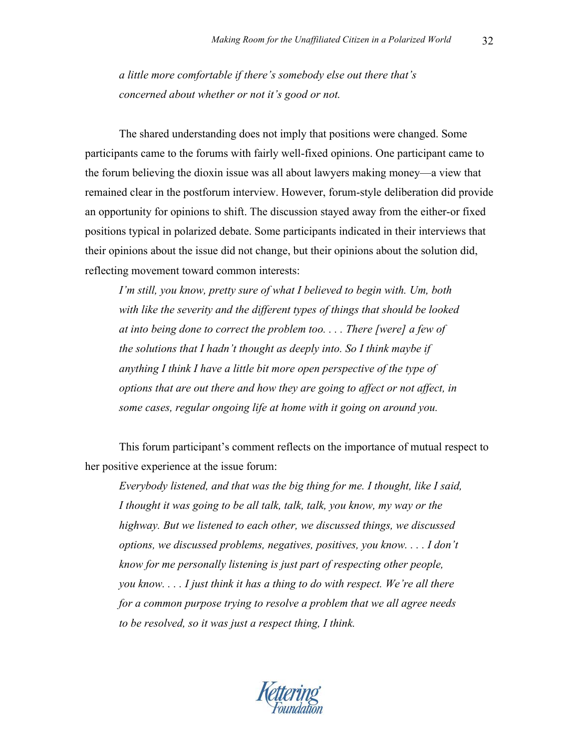*a little more comfortable if there's somebody else out there that's concerned about whether or not it's good or not.*

The shared understanding does not imply that positions were changed. Some participants came to the forums with fairly well-fixed opinions. One participant came to the forum believing the dioxin issue was all about lawyers making money—a view that remained clear in the postforum interview. However, forum-style deliberation did provide an opportunity for opinions to shift. The discussion stayed away from the either-or fixed positions typical in polarized debate. Some participants indicated in their interviews that their opinions about the issue did not change, but their opinions about the solution did, reflecting movement toward common interests:

> *I'm still, you know, pretty sure of what I believed to begin with. Um, both with like the severity and the different types of things that should be looked at into being done to correct the problem too. . . . There [were] a few of the solutions that I hadn't thought as deeply into. So I think maybe if anything I think I have a little bit more open perspective of the type of options that are out there and how they are going to affect or not affect, in some cases, regular ongoing life at home with it going on around you.*

This forum participant's comment reflects on the importance of mutual respect to her positive experience at the issue forum:

> *Everybody listened, and that was the big thing for me. I thought, like I said, I thought it was going to be all talk, talk, talk, you know, my way or the highway. But we listened to each other, we discussed things, we discussed options, we discussed problems, negatives, positives, you know. . . . I don't know for me personally listening is just part of respecting other people, you know. . . . I just think it has a thing to do with respect. We're all there for a common purpose trying to resolve a problem that we all agree needs to be resolved, so it was just a respect thing, I think.*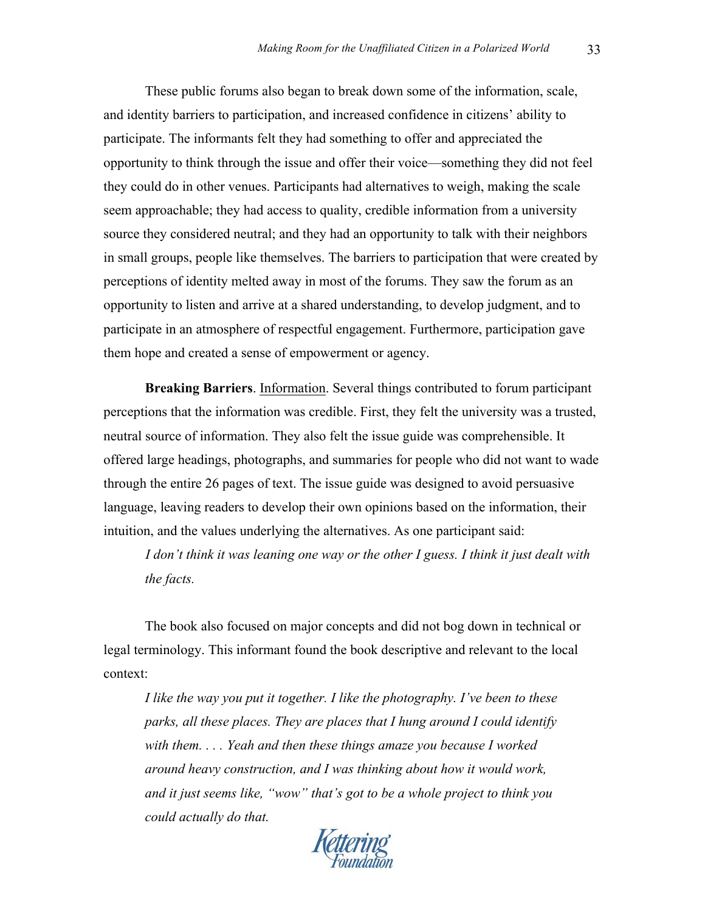These public forums also began to break down some of the information, scale, and identity barriers to participation, and increased confidence in citizens' ability to participate. The informants felt they had something to offer and appreciated the opportunity to think through the issue and offer their voice—something they did not feel they could do in other venues. Participants had alternatives to weigh, making the scale seem approachable; they had access to quality, credible information from a university source they considered neutral; and they had an opportunity to talk with their neighbors in small groups, people like themselves. The barriers to participation that were created by perceptions of identity melted away in most of the forums. They saw the forum as an opportunity to listen and arrive at a shared understanding, to develop judgment, and to participate in an atmosphere of respectful engagement. Furthermore, participation gave them hope and created a sense of empowerment or agency.

**Breaking Barriers**. <u>Information</u>. Several things contributed to forum participant perceptions that the information was credible. First, they felt the university was a trusted, neutral source of information. They also felt the issue guide was comprehensible. It offered large headings, photographs, and summaries for people who did not want to wade through the entire 26 pages of text. The issue guide was designed to avoid persuasive language, leaving readers to develop their own opinions based on the information, their intuition, and the values underlying the alternatives. As one participant said:

> *I don't think it was leaning one way or the other I guess. I think it just dealt with the facts.*

The book also focused on major concepts and did not bog down in technical or legal terminology. This informant found the book descriptive and relevant to the local context:

> *I like the way you put it together. I like the photography. I've been to these parks, all these places. They are places that I hung around I could identify with them. . . . Yeah and then these things amaze you because I worked around heavy construction, and I was thinking about how it would work, and it just seems like, "wow" that's got to be a whole project to think you could actually do that.*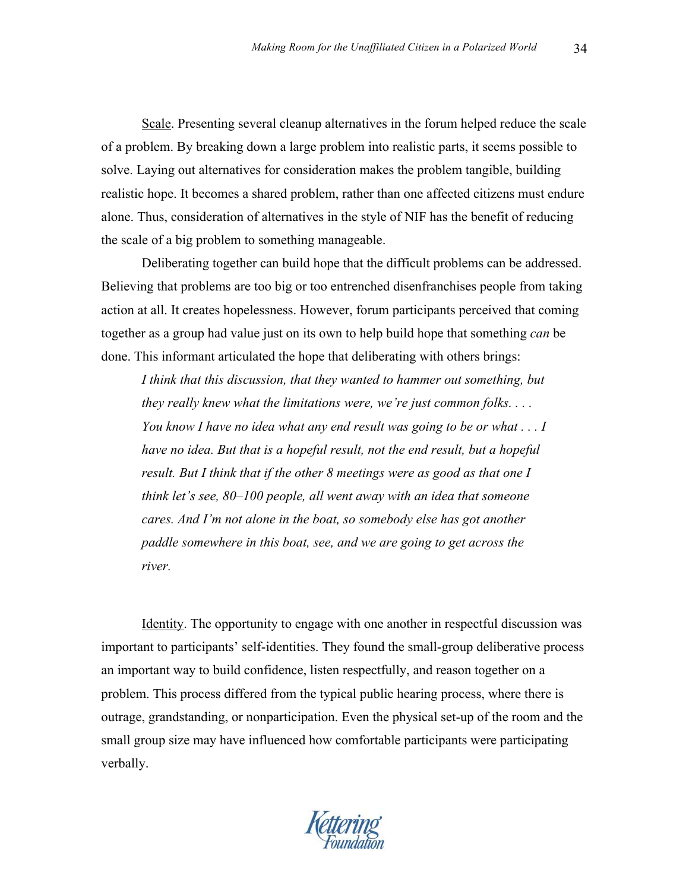Scale. Presenting several cleanup alternatives in the forum helped reduce the scale of a problem. By breaking down a large problem into realistic parts, it seems possible to solve. Laying out alternatives for consideration makes the problem tangible, building realistic hope. It becomes a shared problem, rather than one affected citizens must endure alone. Thus, consideration of alternatives in the style of NIF has the benefit of reducing the scale of a big problem to something manageable.

Deliberating together can build hope that the difficult problems can be addressed. Believing that problems are too big or too entrenched disenfranchises people from taking action at all. It creates hopelessness. However, forum participants perceived that coming together as a group had value just on its own to help build hope that something *can* be done. This informant articulated the hope that deliberating with others brings:

> *I think that this discussion, that they wanted to hammer out something, but they really knew what the limitations were, we're just common folks. . . . You know I have no idea what any end result was going to be or what . . . I have no idea. But that is a hopeful result, not the end result, but a hopeful result. But I think that if the other 8 meetings were as good as that one I think let's see, 80–100 people, all went away with an idea that someone cares. And I'm not alone in the boat, so somebody else has got another paddle somewhere in this boat, see, and we are going to get across the river.*

Identity. The opportunity to engage with one another in respectful discussion was important to participants' self-identities. They found the small-group deliberative process an important way to build confidence, listen respectfully, and reason together on a problem. This process differed from the typical public hearing process, where there is outrage, grandstanding, or nonparticipation. Even the physical set-up of the room and the small group size may have influenced how comfortable participants were participating verbally.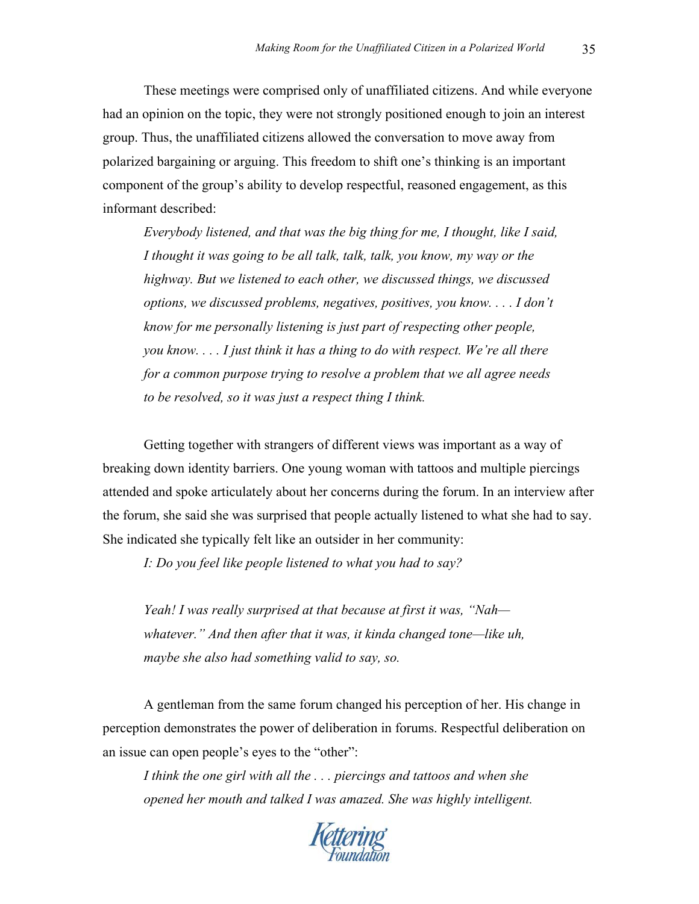These meetings were comprised only of unaffiliated citizens. And while everyone had an opinion on the topic, they were not strongly positioned enough to join an interest group. Thus, the unaffiliated citizens allowed the conversation to move away from polarized bargaining or arguing. This freedom to shift one's thinking is an important component of the group's ability to develop respectful, reasoned engagement, as this informant described:

> *Everybody listened, and that was the big thing for me, I thought, like I said, I thought it was going to be all talk, talk, talk, you know, my way or the highway. But we listened to each other, we discussed things, we discussed options, we discussed problems, negatives, positives, you know. . . . I don't know for me personally listening is just part of respecting other people, you know. . . . I just think it has a thing to do with respect. We're all there for a common purpose trying to resolve a problem that we all agree needs to be resolved, so it was just a respect thing I think.*

Getting together with strangers of different views was important as a way of breaking down identity barriers. One young woman with tattoos and multiple piercings attended and spoke articulately about her concerns during the forum. In an interview after the forum, she said she was surprised that people actually listened to what she had to say. She indicated she typically felt like an outsider in her community:

> *I: Do you feel like people listened to what you had to say?*
>
> *Yeah! I was really surprised at that because at first it was, "Nah—whatever." And then after that it was, it kinda changed tone—like uh, maybe she also had something valid to say, so.*

A gentleman from the same forum changed his perception of her. His change in perception demonstrates the power of deliberation in forums. Respectful deliberation on an issue can open people's eyes to the "other":

> *I think the one girl with all the . . . piercings and tattoos and when she opened her mouth and talked I was amazed. She was highly intelligent.*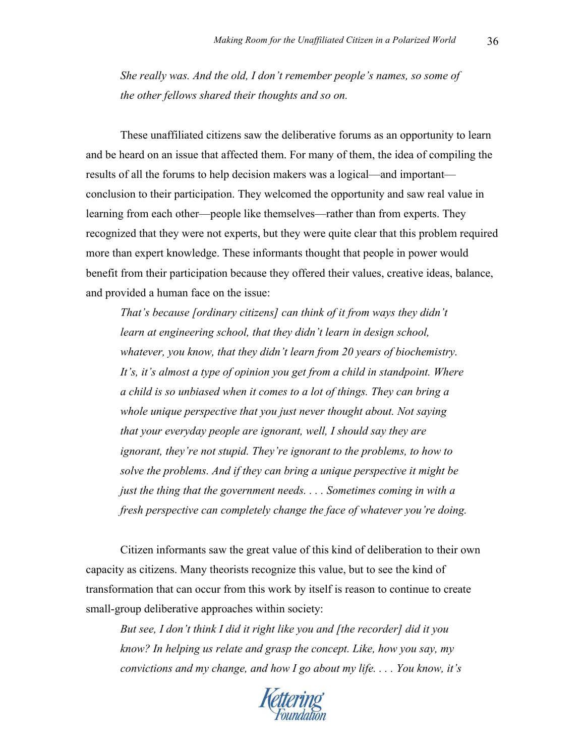*She really was. And the old, I don't remember people's names, so some of the other fellows shared their thoughts and so on.*

These unaffiliated citizens saw the deliberative forums as an opportunity to learn and be heard on an issue that affected them. For many of them, the idea of compiling the results of all the forums to help decision makers was a logical—and important—conclusion to their participation. They welcomed the opportunity and saw real value in learning from each other—people like themselves—rather than from experts. They recognized that they were not experts, but they were quite clear that this problem required more than expert knowledge. These informants thought that people in power would benefit from their participation because they offered their values, creative ideas, balance, and provided a human face on the issue:

> *That's because [ordinary citizens] can think of it from ways they didn't learn at engineering school, that they didn't learn in design school, whatever, you know, that they didn't learn from 20 years of biochemistry. It's, it's almost a type of opinion you get from a child in standpoint. Where a child is so unbiased when it comes to a lot of things. They can bring a whole unique perspective that you just never thought about. Not saying that your everyday people are ignorant, well, I should say they are ignorant, they're not stupid. They're ignorant to the problems, to how to solve the problems. And if they can bring a unique perspective it might be just the thing that the government needs. . . . Sometimes coming in with a fresh perspective can completely change the face of whatever you're doing.*

Citizen informants saw the great value of this kind of deliberation to their own capacity as citizens. Many theorists recognize this value, but to see the kind of transformation that can occur from this work by itself is reason to continue to create small-group deliberative approaches within society:

> *But see, I don't think I did it right like you and [the recorder] did it you know? In helping us relate and grasp the concept. Like, how you say, my convictions and my change, and how I go about my life. . . . You know, it's*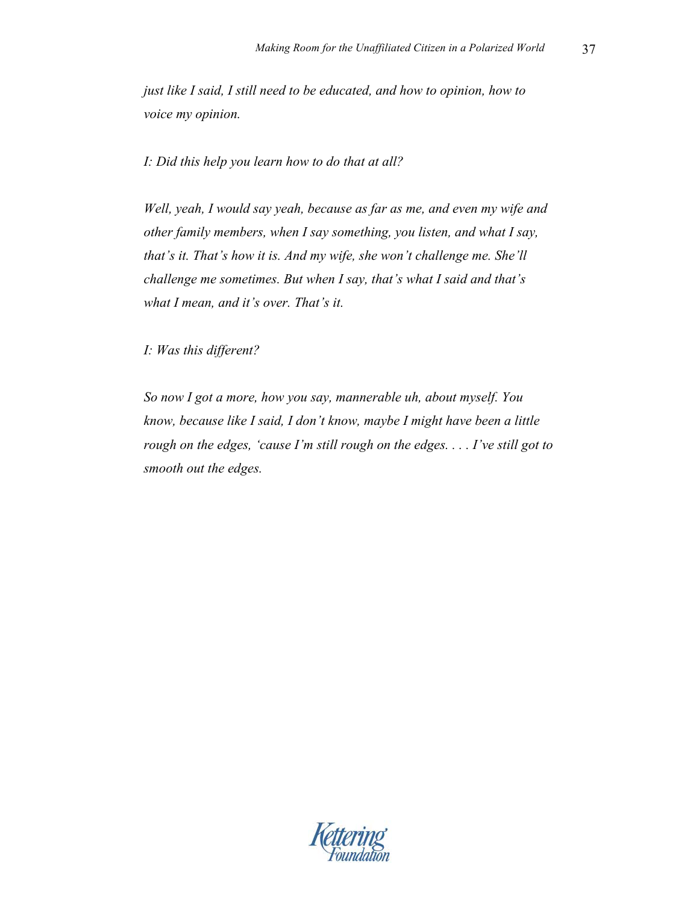*just like I said, I still need to be educated, and how to opinion, how to voice my opinion.*

*I: Did this help you learn how to do that at all?*

*Well, yeah, I would say yeah, because as far as me, and even my wife and other family members, when I say something, you listen, and what I say, that's it. That's how it is. And my wife, she won't challenge me. She'll challenge me sometimes. But when I say, that's what I said and that's what I mean, and it's over. That's it.*

*I: Was this different?*

*So now I got a more, how you say, mannerable uh, about myself. You know, because like I said, I don't know, maybe I might have been a little rough on the edges, 'cause I'm still rough on the edges. . . . I've still got to smooth out the edges.*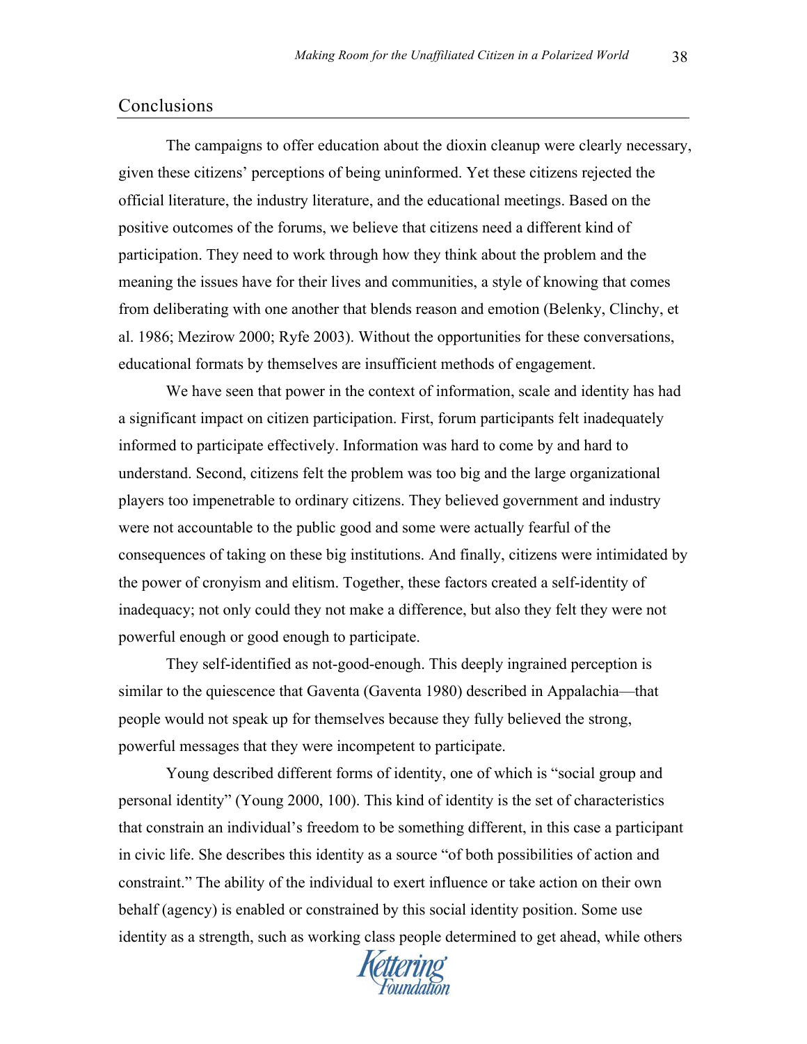## Conclusions

The campaigns to offer education about the dioxin cleanup were clearly necessary, given these citizens' perceptions of being uninformed. Yet these citizens rejected the official literature, the industry literature, and the educational meetings. Based on the positive outcomes of the forums, we believe that citizens need a different kind of participation. They need to work through how they think about the problem and the meaning the issues have for their lives and communities, a style of knowing that comes from deliberating with one another that blends reason and emotion (Belenky, Clinchy, et al. 1986; Mezirow 2000; Ryfe 2003). Without the opportunities for these conversations, educational formats by themselves are insufficient methods of engagement.

We have seen that power in the context of information, scale and identity has had a significant impact on citizen participation. First, forum participants felt inadequately informed to participate effectively. Information was hard to come by and hard to understand. Second, citizens felt the problem was too big and the large organizational players too impenetrable to ordinary citizens. They believed government and industry were not accountable to the public good and some were actually fearful of the consequences of taking on these big institutions. And finally, citizens were intimidated by the power of cronyism and elitism. Together, these factors created a self-identity of inadequacy; not only could they not make a difference, but also they felt they were not powerful enough or good enough to participate.

They self-identified as not-good-enough. This deeply ingrained perception is similar to the quiescence that Gaventa (Gaventa 1980) described in Appalachia—that people would not speak up for themselves because they fully believed the strong, powerful messages that they were incompetent to participate.

Young described different forms of identity, one of which is "social group and personal identity" (Young 2000, 100). This kind of identity is the set of characteristics that constrain an individual's freedom to be something different, in this case a participant in civic life. She describes this identity as a source "of both possibilities of action and constraint." The ability of the individual to exert influence or take action on their own behalf (agency) is enabled or constrained by this social identity position. Some use identity as a strength, such as working class people determined to get ahead, while others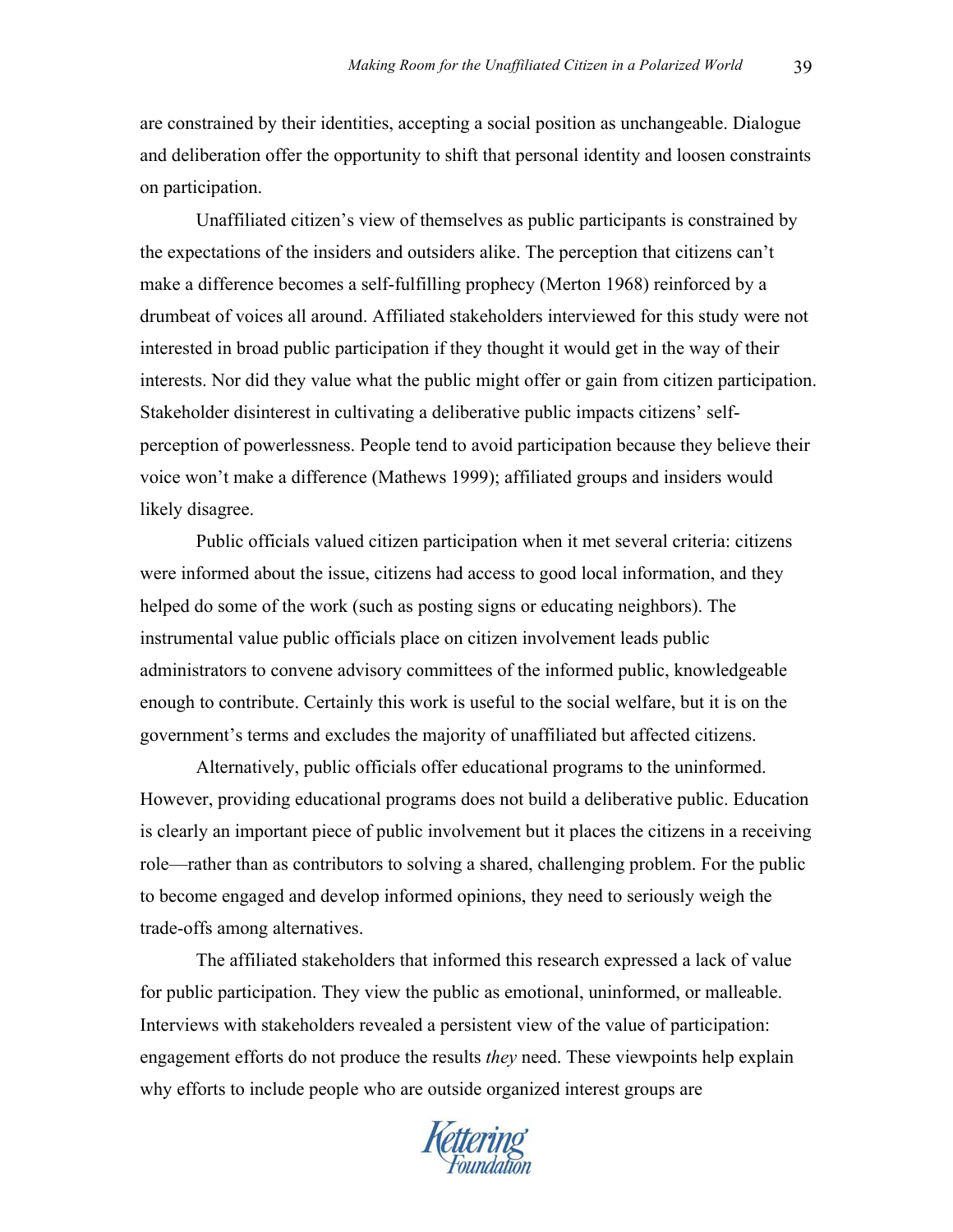are constrained by their identities, accepting a social position as unchangeable. Dialogue and deliberation offer the opportunity to shift that personal identity and loosen constraints on participation.

Unaffiliated citizen's view of themselves as public participants is constrained by the expectations of the insiders and outsiders alike. The perception that citizens can't make a difference becomes a self-fulfilling prophecy (Merton 1968) reinforced by a drumbeat of voices all around. Affiliated stakeholders interviewed for this study were not interested in broad public participation if they thought it would get in the way of their interests. Nor did they value what the public might offer or gain from citizen participation. Stakeholder disinterest in cultivating a deliberative public impacts citizens' self-perception of powerlessness. People tend to avoid participation because they believe their voice won't make a difference (Mathews 1999); affiliated groups and insiders would likely disagree.

Public officials valued citizen participation when it met several criteria: citizens were informed about the issue, citizens had access to good local information, and they helped do some of the work (such as posting signs or educating neighbors). The instrumental value public officials place on citizen involvement leads public administrators to convene advisory committees of the informed public, knowledgeable enough to contribute. Certainly this work is useful to the social welfare, but it is on the government's terms and excludes the majority of unaffiliated but affected citizens.

Alternatively, public officials offer educational programs to the uninformed. However, providing educational programs does not build a deliberative public. Education is clearly an important piece of public involvement but it places the citizens in a receiving role—rather than as contributors to solving a shared, challenging problem. For the public to become engaged and develop informed opinions, they need to seriously weigh the trade-offs among alternatives.

The affiliated stakeholders that informed this research expressed a lack of value for public participation. They view the public as emotional, uninformed, or malleable. Interviews with stakeholders revealed a persistent view of the value of participation: engagement efforts do not produce the results *they* need. These viewpoints help explain why efforts to include people who are outside organized interest groups are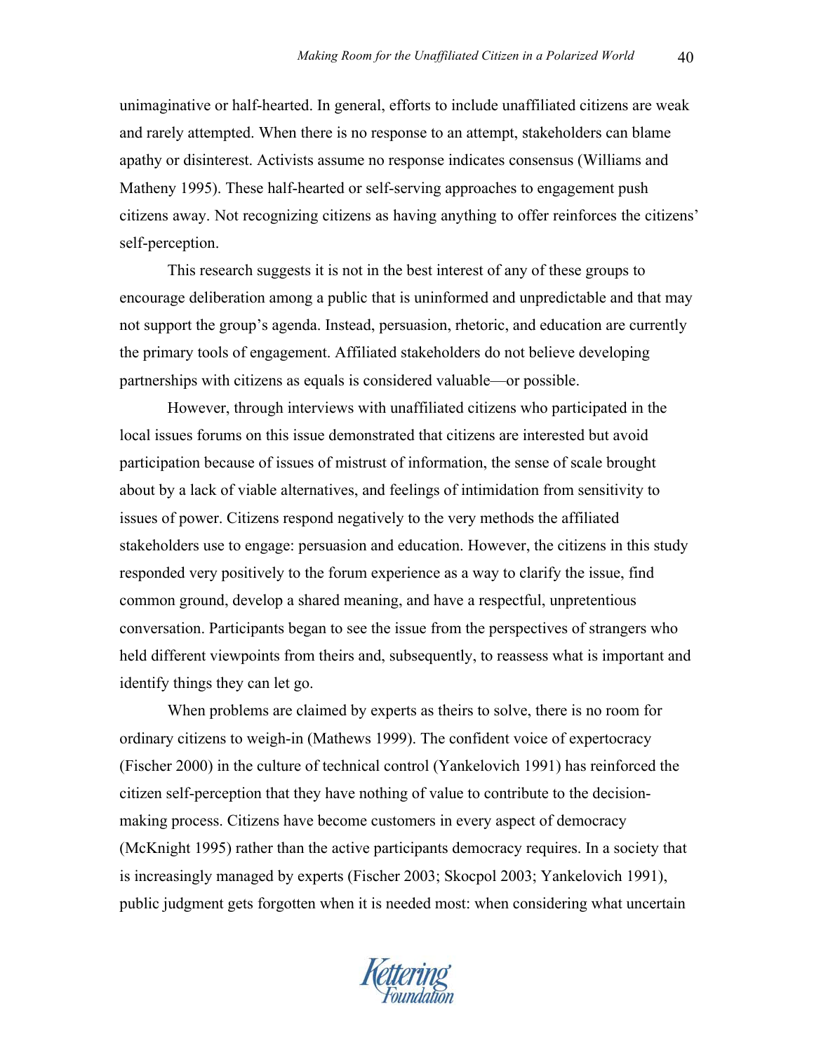unimaginative or half-hearted. In general, efforts to include unaffiliated citizens are weak and rarely attempted. When there is no response to an attempt, stakeholders can blame apathy or disinterest. Activists assume no response indicates consensus (Williams and Matheny 1995). These half-hearted or self-serving approaches to engagement push citizens away. Not recognizing citizens as having anything to offer reinforces the citizens' self-perception.

This research suggests it is not in the best interest of any of these groups to encourage deliberation among a public that is uninformed and unpredictable and that may not support the group's agenda. Instead, persuasion, rhetoric, and education are currently the primary tools of engagement. Affiliated stakeholders do not believe developing partnerships with citizens as equals is considered valuable—or possible.

However, through interviews with unaffiliated citizens who participated in the local issues forums on this issue demonstrated that citizens are interested but avoid participation because of issues of mistrust of information, the sense of scale brought about by a lack of viable alternatives, and feelings of intimidation from sensitivity to issues of power. Citizens respond negatively to the very methods the affiliated stakeholders use to engage: persuasion and education. However, the citizens in this study responded very positively to the forum experience as a way to clarify the issue, find common ground, develop a shared meaning, and have a respectful, unpretentious conversation. Participants began to see the issue from the perspectives of strangers who held different viewpoints from theirs and, subsequently, to reassess what is important and identify things they can let go.

When problems are claimed by experts as theirs to solve, there is no room for ordinary citizens to weigh-in (Mathews 1999). The confident voice of expertocracy (Fischer 2000) in the culture of technical control (Yankelovich 1991) has reinforced the citizen self-perception that they have nothing of value to contribute to the decision-making process. Citizens have become customers in every aspect of democracy (McKnight 1995) rather than the active participants democracy requires. In a society that is increasingly managed by experts (Fischer 2003; Skocpol 2003; Yankelovich 1991), public judgment gets forgotten when it is needed most: when considering what uncertain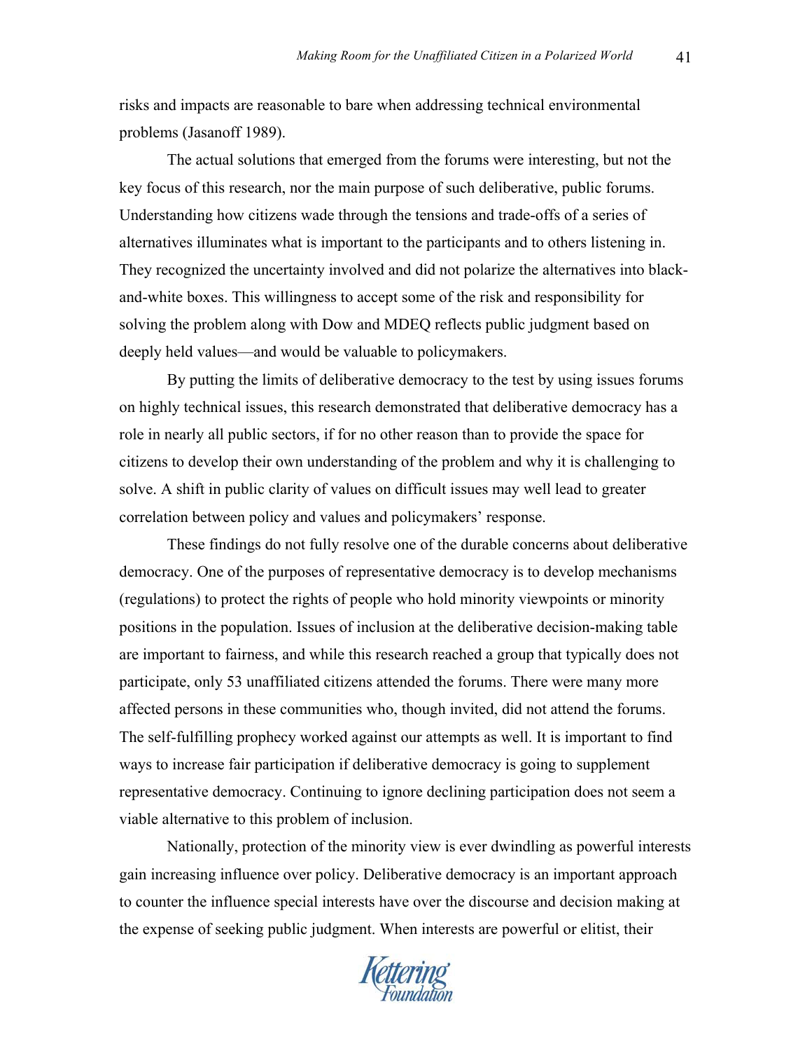risks and impacts are reasonable to bare when addressing technical environmental problems (Jasanoff 1989).

The actual solutions that emerged from the forums were interesting, but not the key focus of this research, nor the main purpose of such deliberative, public forums. Understanding how citizens wade through the tensions and trade-offs of a series of alternatives illuminates what is important to the participants and to others listening in. They recognized the uncertainty involved and did not polarize the alternatives into black-and-white boxes. This willingness to accept some of the risk and responsibility for solving the problem along with Dow and MDEQ reflects public judgment based on deeply held values—and would be valuable to policymakers.

By putting the limits of deliberative democracy to the test by using issues forums on highly technical issues, this research demonstrated that deliberative democracy has a role in nearly all public sectors, if for no other reason than to provide the space for citizens to develop their own understanding of the problem and why it is challenging to solve. A shift in public clarity of values on difficult issues may well lead to greater correlation between policy and values and policymakers' response.

These findings do not fully resolve one of the durable concerns about deliberative democracy. One of the purposes of representative democracy is to develop mechanisms (regulations) to protect the rights of people who hold minority viewpoints or minority positions in the population. Issues of inclusion at the deliberative decision-making table are important to fairness, and while this research reached a group that typically does not participate, only 53 unaffiliated citizens attended the forums. There were many more affected persons in these communities who, though invited, did not attend the forums. The self-fulfilling prophecy worked against our attempts as well. It is important to find ways to increase fair participation if deliberative democracy is going to supplement representative democracy. Continuing to ignore declining participation does not seem a viable alternative to this problem of inclusion.

Nationally, protection of the minority view is ever dwindling as powerful interests gain increasing influence over policy. Deliberative democracy is an important approach to counter the influence special interests have over the discourse and decision making at the expense of seeking public judgment. When interests are powerful or elitist, their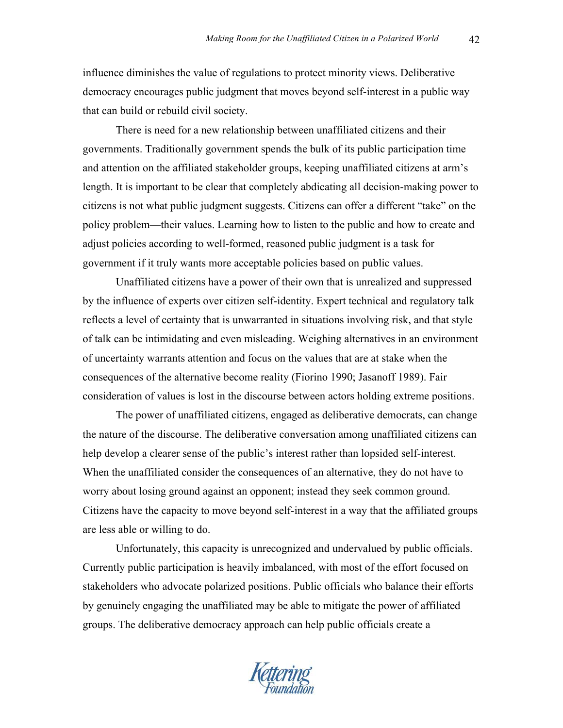influence diminishes the value of regulations to protect minority views. Deliberative democracy encourages public judgment that moves beyond self-interest in a public way that can build or rebuild civil society.

There is need for a new relationship between unaffiliated citizens and their governments. Traditionally government spends the bulk of its public participation time and attention on the affiliated stakeholder groups, keeping unaffiliated citizens at arm's length. It is important to be clear that completely abdicating all decision-making power to citizens is not what public judgment suggests. Citizens can offer a different "take" on the policy problem—their values. Learning how to listen to the public and how to create and adjust policies according to well-formed, reasoned public judgment is a task for government if it truly wants more acceptable policies based on public values.

Unaffiliated citizens have a power of their own that is unrealized and suppressed by the influence of experts over citizen self-identity. Expert technical and regulatory talk reflects a level of certainty that is unwarranted in situations involving risk, and that style of talk can be intimidating and even misleading. Weighing alternatives in an environment of uncertainty warrants attention and focus on the values that are at stake when the consequences of the alternative become reality (Fiorino 1990; Jasanoff 1989). Fair consideration of values is lost in the discourse between actors holding extreme positions.

The power of unaffiliated citizens, engaged as deliberative democrats, can change the nature of the discourse. The deliberative conversation among unaffiliated citizens can help develop a clearer sense of the public's interest rather than lopsided self-interest. When the unaffiliated consider the consequences of an alternative, they do not have to worry about losing ground against an opponent; instead they seek common ground. Citizens have the capacity to move beyond self-interest in a way that the affiliated groups are less able or willing to do.

Unfortunately, this capacity is unrecognized and undervalued by public officials. Currently public participation is heavily imbalanced, with most of the effort focused on stakeholders who advocate polarized positions. Public officials who balance their efforts by genuinely engaging the unaffiliated may be able to mitigate the power of affiliated groups. The deliberative democracy approach can help public officials create a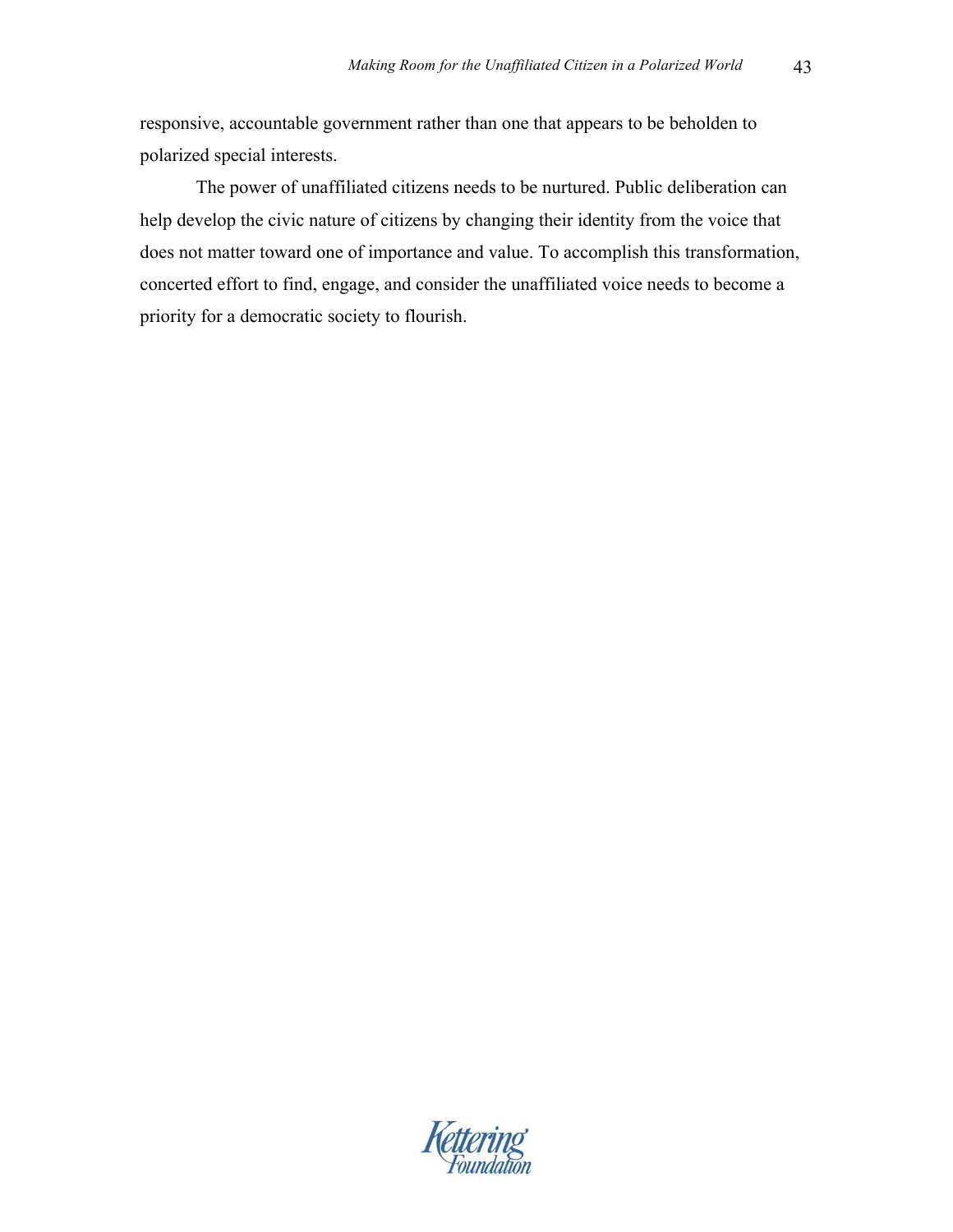responsive, accountable government rather than one that appears to be beholden to polarized special interests.

The power of unaffiliated citizens needs to be nurtured. Public deliberation can help develop the civic nature of citizens by changing their identity from the voice that does not matter toward one of importance and value. To accomplish this transformation, concerted effort to find, engage, and consider the unaffiliated voice needs to become a priority for a democratic society to flourish.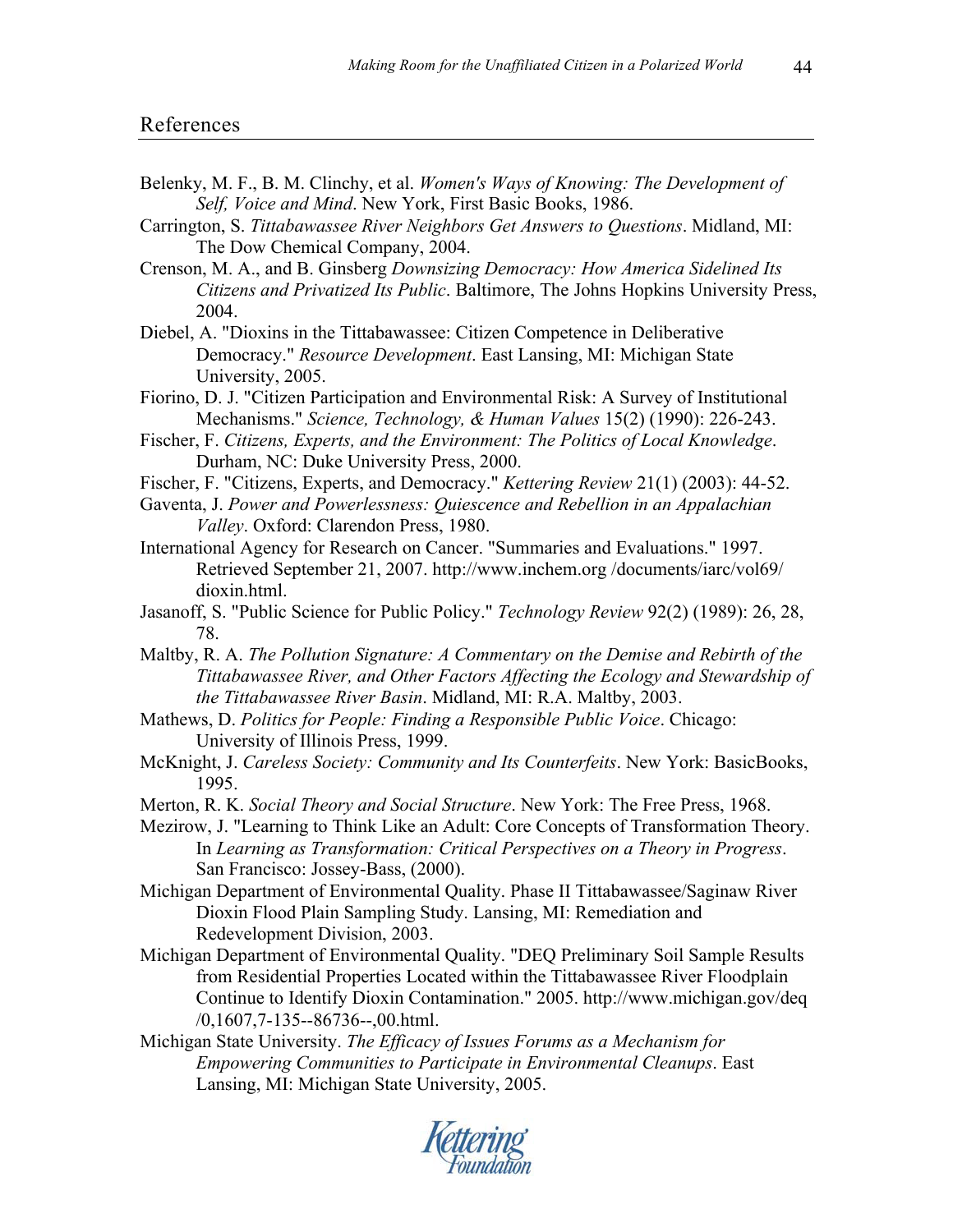## References

Belenky, M. F., B. M. Clinchy, et al. *Women's Ways of Knowing: The Development of Self, Voice and Mind*. New York, First Basic Books, 1986.

Carrington, S. *Tittabawassee River Neighbors Get Answers to Questions*. Midland, MI: The Dow Chemical Company, 2004.

Crenson, M. A., and B. Ginsberg *Downsizing Democracy: How America Sidelined Its Citizens and Privatized Its Public*. Baltimore, The Johns Hopkins University Press, 2004.

Diebel, A. "Dioxins in the Tittabawassee: Citizen Competence in Deliberative Democracy." *Resource Development*. East Lansing, MI: Michigan State University, 2005.

Fiorino, D. J. "Citizen Participation and Environmental Risk: A Survey of Institutional Mechanisms." *Science, Technology, & Human Values* 15(2) (1990): 226-243.

Fischer, F. *Citizens, Experts, and the Environment: The Politics of Local Knowledge*. Durham, NC: Duke University Press, 2000.

Fischer, F. "Citizens, Experts, and Democracy." *Kettering Review* 21(1) (2003): 44-52.

Gaventa, J. *Power and Powerlessness: Quiescence and Rebellion in an Appalachian Valley*. Oxford: Clarendon Press, 1980.

International Agency for Research on Cancer. "Summaries and Evaluations." 1997. Retrieved September 21, 2007. http://www.inchem.org /documents/iarc/vol69/ dioxin.html.

Jasanoff, S. "Public Science for Public Policy." *Technology Review* 92(2) (1989): 26, 28, 78.

Maltby, R. A. *The Pollution Signature: A Commentary on the Demise and Rebirth of the Tittabawassee River, and Other Factors Affecting the Ecology and Stewardship of the Tittabawassee River Basin*. Midland, MI: R.A. Maltby, 2003.

Mathews, D. *Politics for People: Finding a Responsible Public Voice*. Chicago: University of Illinois Press, 1999.

McKnight, J. *Careless Society: Community and Its Counterfeits*. New York: BasicBooks, 1995.

Merton, R. K. *Social Theory and Social Structure*. New York: The Free Press, 1968.

Mezirow, J. "Learning to Think Like an Adult: Core Concepts of Transformation Theory. In *Learning as Transformation: Critical Perspectives on a Theory in Progress*. San Francisco: Jossey-Bass, (2000).

Michigan Department of Environmental Quality. Phase II Tittabawassee/Saginaw River Dioxin Flood Plain Sampling Study. Lansing, MI: Remediation and Redevelopment Division, 2003.

Michigan Department of Environmental Quality. "DEQ Preliminary Soil Sample Results from Residential Properties Located within the Tittabawassee River Floodplain Continue to Identify Dioxin Contamination." 2005. http://www.michigan.gov/deq /0,1607,7-135--86736--,00.html.

Michigan State University. *The Efficacy of Issues Forums as a Mechanism for Empowering Communities to Participate in Environmental Cleanups*. East Lansing, MI: Michigan State University, 2005.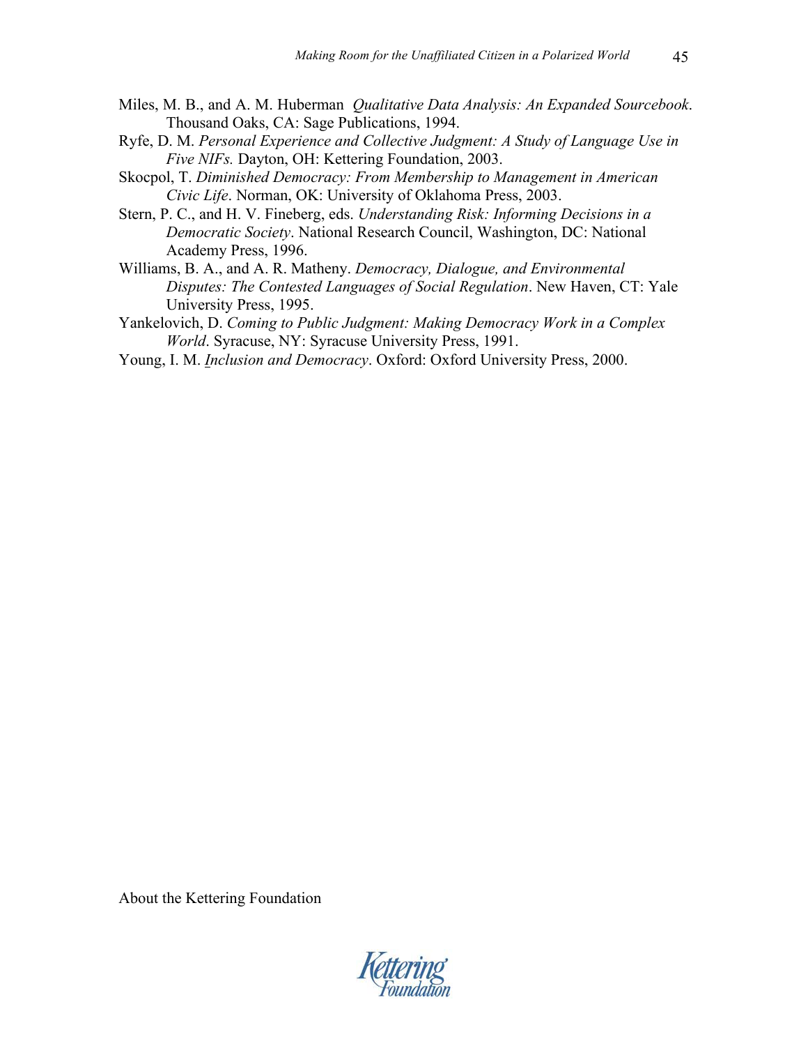Miles, M. B., and A. M. Huberman *Qualitative Data Analysis: An Expanded Sourcebook*. Thousand Oaks, CA: Sage Publications, 1994.

Ryfe, D. M. *Personal Experience and Collective Judgment: A Study of Language Use in Five NIFs.* Dayton, OH: Kettering Foundation, 2003.

Skocpol, T. *Diminished Democracy: From Membership to Management in American Civic Life*. Norman, OK: University of Oklahoma Press, 2003.

Stern, P. C., and H. V. Fineberg, eds. *Understanding Risk: Informing Decisions in a Democratic Society*. National Research Council, Washington, DC: National Academy Press, 1996.

Williams, B. A., and A. R. Matheny. *Democracy, Dialogue, and Environmental Disputes: The Contested Languages of Social Regulation*. New Haven, CT: Yale University Press, 1995.

Yankelovich, D. *Coming to Public Judgment: Making Democracy Work in a Complex World*. Syracuse, NY: Syracuse University Press, 1991.

Young, I. M. *Inclusion and Democracy*. Oxford: Oxford University Press, 2000.

About the Kettering Foundation

Kettering Foundation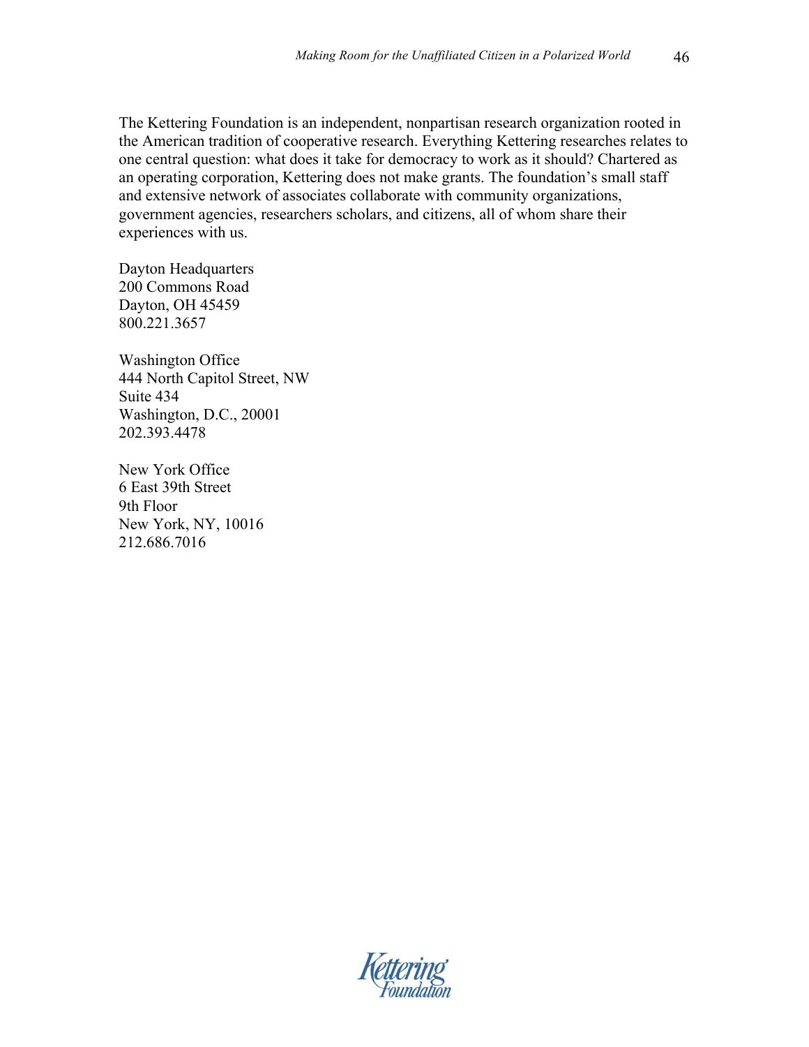The Kettering Foundation is an independent, nonpartisan research organization rooted in the American tradition of cooperative research. Everything Kettering researches relates to one central question: what does it take for democracy to work as it should? Chartered as an operating corporation, Kettering does not make grants. The foundation's small staff and extensive network of associates collaborate with community organizations, government agencies, researchers scholars, and citizens, all of whom share their experiences with us.

Dayton Headquarters
200 Commons Road
Dayton, OH 45459
800.221.3657

Washington Office
444 North Capitol Street, NW
Suite 434
Washington, D.C., 20001
202.393.4478

New York Office
6 East 39th Street
9th Floor
New York, NY, 10016
212.686.7016

Kettering Foundation